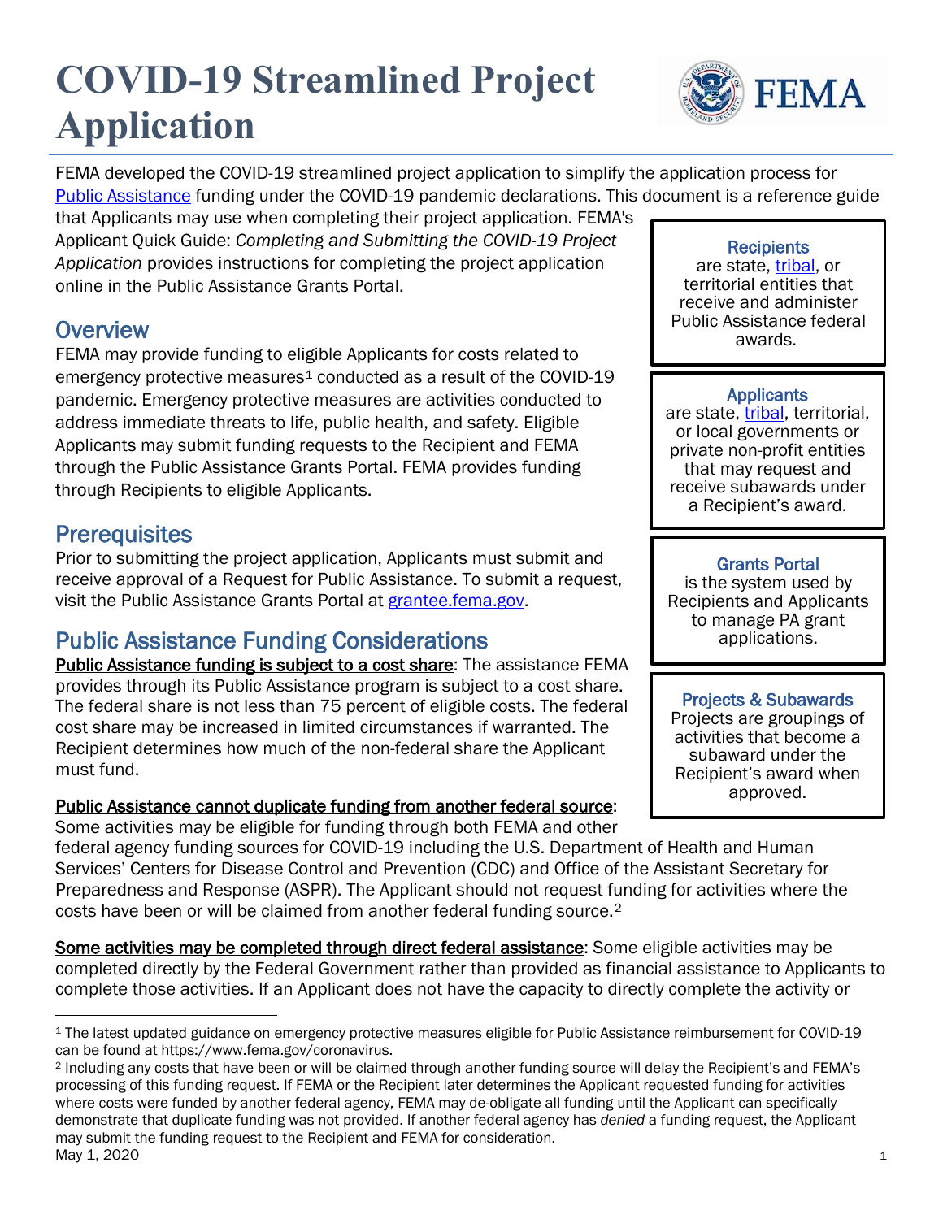# COVID-19 Streamlined Project Application

FEMA developed the COVID-19 streamlined project application to simplify the application process for [Public Assistance](https://www.fema.gov/public-assistance-local-state-tribal-and-non-profit) funding under the COVID-19 pandemic declarations. This document is a reference guide that Applicants may use when completing their project application. FEMA's Applicant Quick Guide: *Completing and Submitting the COVID-19 Project Application* provides instructions for completing the project application online in the Public Assistance Grants Portal.

**Recipients** are state, tribal, or territorial entities that receive and administer Public Assistance federal awards.

**Applicants** are state, tribal, territorial, or local governments or private non-profit entities that may request and receive subawards under a Recipient's award.

**Grants Portal** is the system used by Recipients and Applicants to manage PA grant applications.

**Projects & Subawards** Projects are groupings of activities that become a subaward under the Recipient's award when approved.

## Overview

FEMA may provide funding to eligible Applicants for costs related to emergency protective measures[1] conducted as a result of the COVID-19 pandemic. Emergency protective measures are activities conducted to address immediate threats to life, public health, and safety. Eligible Applicants may submit funding requests to the Recipient and FEMA through the Public Assistance Grants Portal. FEMA provides funding through Recipients to eligible Applicants.

## Prerequisites

Prior to submitting the project application, Applicants must submit and receive approval of a Request for Public Assistance. To submit a request, visit the Public Assistance Grants Portal at [grantee.fema.gov](https://grantee.fema.gov).

## Public Assistance Funding Considerations

Public Assistance funding is subject to a cost share: The assistance FEMA provides through its Public Assistance program is subject to a cost share. The federal share is not less than 75 percent of eligible costs. The federal cost share may be increased in limited circumstances if warranted. The Recipient determines how much of the non-federal share the Applicant must fund.

Public Assistance cannot duplicate funding from another federal source: Some activities may be eligible for funding through both FEMA and other federal agency funding sources for COVID-19 including the U.S. Department of Health and Human Services' Centers for Disease Control and Prevention (CDC) and Office of the Assistant Secretary for Preparedness and Response (ASPR). The Applicant should not request funding for activities where the costs have been or will be claimed from another federal funding source.[2]

Some activities may be completed through direct federal assistance: Some eligible activities may be completed directly by the Federal Government rather than provided as financial assistance to Applicants to complete those activities. If an Applicant does not have the capacity to directly complete the activity or

[1] The latest updated guidance on emergency protective measures eligible for Public Assistance reimbursement for COVID-19 can be found at https://www.fema.gov/coronavirus.

[2] Including any costs that have been or will be claimed through another funding source will delay the Recipient's and FEMA's processing of this funding request. If FEMA or the Recipient later determines the Applicant requested funding for activities where costs were funded by another federal agency, FEMA may de-obligate all funding until the Applicant can specifically demonstrate that duplicate funding was not provided. If another federal agency has *denied* a funding request, the Applicant may submit the funding request to the Recipient and FEMA for consideration.

May 1, 2020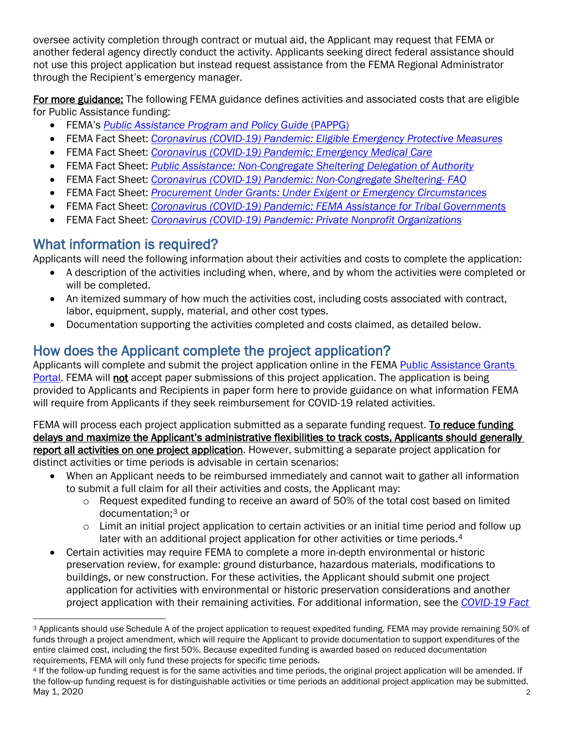oversee activity completion through contract or mutual aid, the Applicant may request that FEMA or another federal agency directly conduct the activity. Applicants seeking direct federal assistance should not use this project application but instead request assistance from the FEMA Regional Administrator through the Recipient's emergency manager.

**For more guidance:** The following FEMA guidance defines activities and associated costs that are eligible for Public Assistance funding:

- FEMA's *Public Assistance Program and Policy Guide* (PAPPG)
- FEMA Fact Sheet: *Coronavirus (COVID-19) Pandemic: Eligible Emergency Protective Measures*
- FEMA Fact Sheet: *Coronavirus (COVID-19) Pandemic: Emergency Medical Care*
- FEMA Fact Sheet: *Public Assistance: Non-Congregate Sheltering Delegation of Authority*
- FEMA Fact Sheet: *Coronavirus (COVID-19) Pandemic: Non-Congregate Sheltering- FAQ*
- FEMA Fact Sheet: *Procurement Under Grants: Under Exigent or Emergency Circumstances*
- FEMA Fact Sheet: *Coronavirus (COVID-19) Pandemic: FEMA Assistance for Tribal Governments*
- FEMA Fact Sheet: *Coronavirus (COVID-19) Pandemic: Private Nonprofit Organizations*

## What information is required?

Applicants will need the following information about their activities and costs to complete the application:

- A description of the activities including when, where, and by whom the activities were completed or will be completed.
- An itemized summary of how much the activities cost, including costs associated with contract, labor, equipment, supply, material, and other cost types.
- Documentation supporting the activities completed and costs claimed, as detailed below.

## How does the Applicant complete the project application?

Applicants will complete and submit the project application online in the FEMA Public Assistance Grants Portal. FEMA will **not** accept paper submissions of this project application. The application is being provided to Applicants and Recipients in paper form here to provide guidance on what information FEMA will require from Applicants if they seek reimbursement for COVID-19 related activities.

FEMA will process each project application submitted as a separate funding request. **To reduce funding delays and maximize the Applicant's administrative flexibilities to track costs, Applicants should generally report all activities on one project application**. However, submitting a separate project application for distinct activities or time periods is advisable in certain scenarios:

- When an Applicant needs to be reimbursed immediately and cannot wait to gather all information to submit a full claim for all their activities and costs, the Applicant may:
  - Request expedited funding to receive an award of 50% of the total cost based on limited documentation;[3] or
  - Limit an initial project application to certain activities or an initial time period and follow up later with an additional project application for other activities or time periods.[4]
- Certain activities may require FEMA to complete a more in-depth environmental or historic preservation review, for example: ground disturbance, hazardous materials, modifications to buildings, or new construction. For these activities, the Applicant should submit one project application for activities with environmental or historic preservation considerations and another project application with their remaining activities. For additional information, see the *COVID-19 Fact*

[3] Applicants should use Schedule A of the project application to request expedited funding. FEMA may provide remaining 50% of funds through a project amendment, which will require the Applicant to provide documentation to support expenditures of the entire claimed cost, including the first 50%. Because expedited funding is awarded based on reduced documentation requirements, FEMA will only fund these projects for specific time periods.

[4] If the follow-up funding request is for the same activities and time periods, the original project application will be amended. If the follow-up funding request is for distinguishable activities or time periods an additional project application may be submitted.

May 1, 2020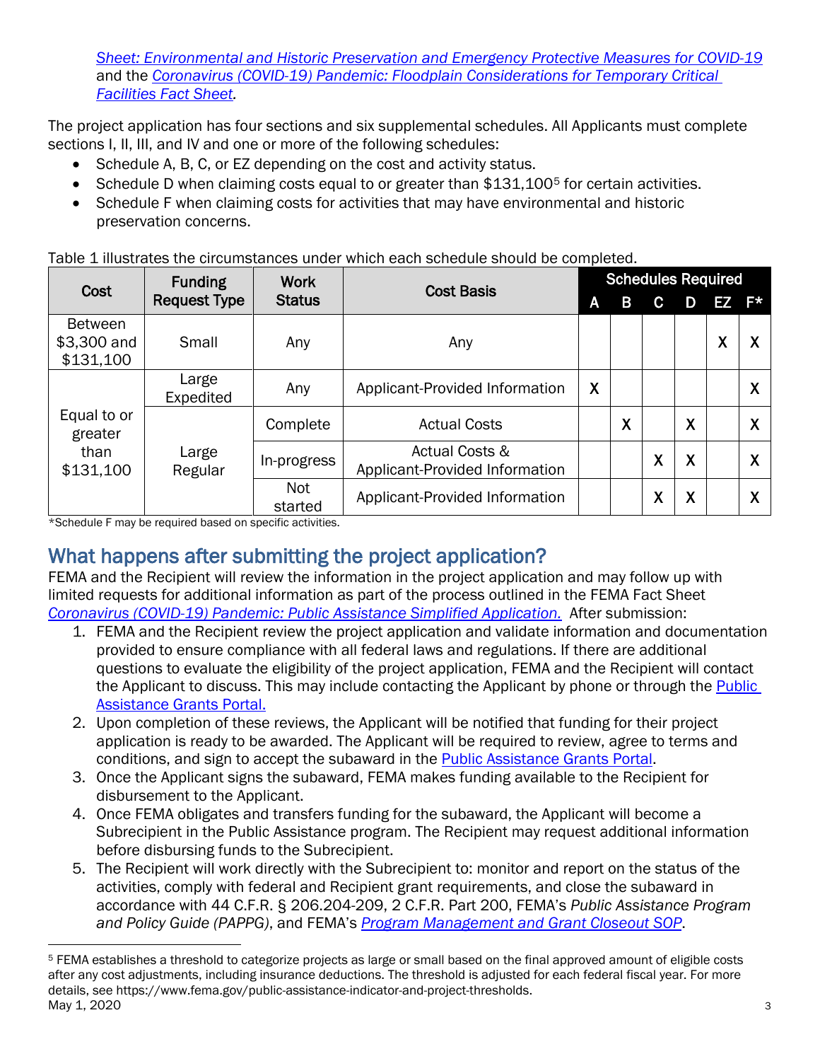*Sheet: Environmental and Historic Preservation and Emergency Protective Measures for COVID-19* and the *Coronavirus (COVID-19) Pandemic: Floodplain Considerations for Temporary Critical Facilities Fact Sheet.*

The project application has four sections and six supplemental schedules. All Applicants must complete sections I, II, III, and IV and one or more of the following schedules:

- Schedule A, B, C, or EZ depending on the cost and activity status.
- Schedule D when claiming costs equal to or greater than $131,100[5] for certain activities.
- Schedule F when claiming costs for activities that may have environmental and historic preservation concerns.

Table 1 illustrates the circumstances under which each schedule should be completed.

| Cost | Funding Request Type | Work Status | Cost Basis | Schedules Required | | | | | |
|---|---|---|---|---|---|---|---|---|---|
| | | | | A | B | C | D | EZ | F* |
| Between $3,300 and $131,100 | Small | Any | Any | | | | | X | X |
| Equal to or greater than $131,100 | Large Expedited | Any | Applicant-Provided Information | X | | | | | X |
| | Large Regular | Complete | Actual Costs | | X | | X | | X |
| | | In-progress | Actual Costs & Applicant-Provided Information | | | X | X | | X |
| | | Not started | Applicant-Provided Information | | | X | X | | X |

*Schedule F may be required based on specific activities.

## What happens after submitting the project application?

FEMA and the Recipient will review the information in the project application and may follow up with limited requests for additional information as part of the process outlined in the FEMA Fact Sheet *Coronavirus (COVID-19) Pandemic: Public Assistance Simplified Application.* After submission:

1. FEMA and the Recipient review the project application and validate information and documentation provided to ensure compliance with all federal laws and regulations. If there are additional questions to evaluate the eligibility of the project application, FEMA and the Recipient will contact the Applicant to discuss. This may include contacting the Applicant by phone or through the Public Assistance Grants Portal.
2. Upon completion of these reviews, the Applicant will be notified that funding for their project application is ready to be awarded. The Applicant will be required to review, agree to terms and conditions, and sign to accept the subaward in the Public Assistance Grants Portal.
3. Once the Applicant signs the subaward, FEMA makes funding available to the Recipient for disbursement to the Applicant.
4. Once FEMA obligates and transfers funding for the subaward, the Applicant will become a Subrecipient in the Public Assistance program. The Recipient may request additional information before disbursing funds to the Subrecipient.
5. The Recipient will work directly with the Subrecipient to: monitor and report on the status of the activities, comply with federal and Recipient grant requirements, and close the subaward in accordance with 44 C.F.R. § 206.204-209, 2 C.F.R. Part 200, FEMA's *Public Assistance Program and Policy Guide (PAPPG)*, and FEMA's *Program Management and Grant Closeout SOP*.

[5] FEMA establishes a threshold to categorize projects as large or small based on the final approved amount of eligible costs after any cost adjustments, including insurance deductions. The threshold is adjusted for each federal fiscal year. For more details, see https://www.fema.gov/public-assistance-indicator-and-project-thresholds.

May 1, 2020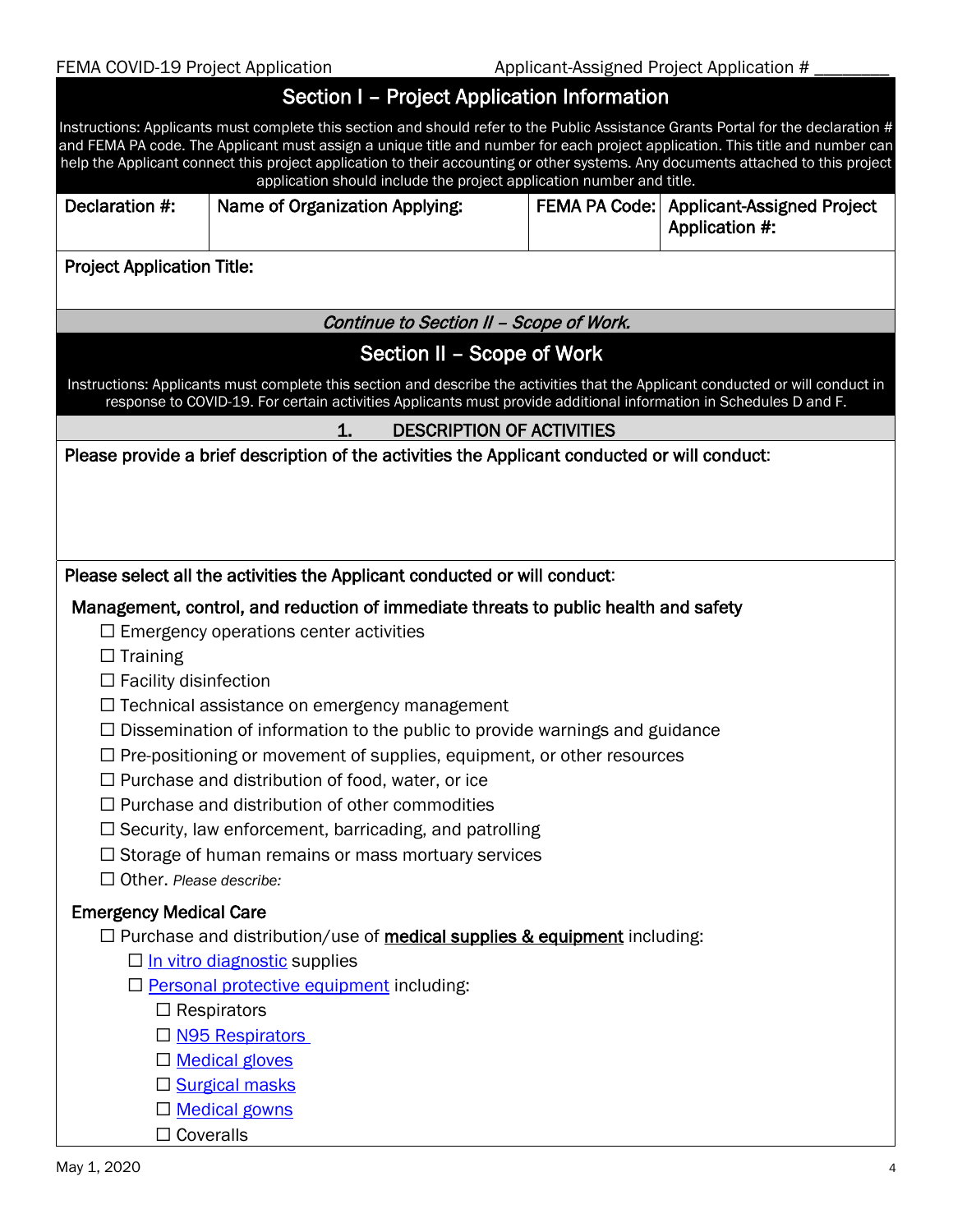## Section I – Project Application Information

Instructions: Applicants must complete this section and should refer to the Public Assistance Grants Portal for the declaration # and FEMA PA code. The Applicant must assign a unique title and number for each project application. This title and number can help the Applicant connect this project application to their accounting or other systems. Any documents attached to this project application should include the project application number and title.

| Declaration #: | Name of Organization Applying: | FEMA PA Code: | Applicant-Assigned Project Application #: |
|---|---|---|---|
| | | | |

**Project Application Title:**

*Continue to Section II – Scope of Work.*

## Section II – Scope of Work

Instructions: Applicants must complete this section and describe the activities that the Applicant conducted or will conduct in response to COVID-19. For certain activities Applicants must provide additional information in Schedules D and F.

### 1. DESCRIPTION OF ACTIVITIES

**Please provide a brief description of the activities the Applicant conducted or will conduct:**

**Please select all the activities the Applicant conducted or will conduct:**

**Management, control, and reduction of immediate threats to public health and safety**

- ☐ Emergency operations center activities
- ☐ Training
- ☐ Facility disinfection
- ☐ Technical assistance on emergency management
- ☐ Dissemination of information to the public to provide warnings and guidance
- ☐ Pre-positioning or movement of supplies, equipment, or other resources
- ☐ Purchase and distribution of food, water, or ice
- ☐ Purchase and distribution of other commodities
- ☐ Security, law enforcement, barricading, and patrolling
- ☐ Storage of human remains or mass mortuary services
- ☐ Other. *Please describe:*

**Emergency Medical Care**

- ☐ Purchase and distribution/use of **medical supplies & equipment** including:
  - ☐ In vitro diagnostic supplies
  - ☐ Personal protective equipment including:
    - ☐ Respirators
    - ☐ N95 Respirators
    - ☐ Medical gloves
    - ☐ Surgical masks
    - ☐ Medical gowns
    - ☐ Coveralls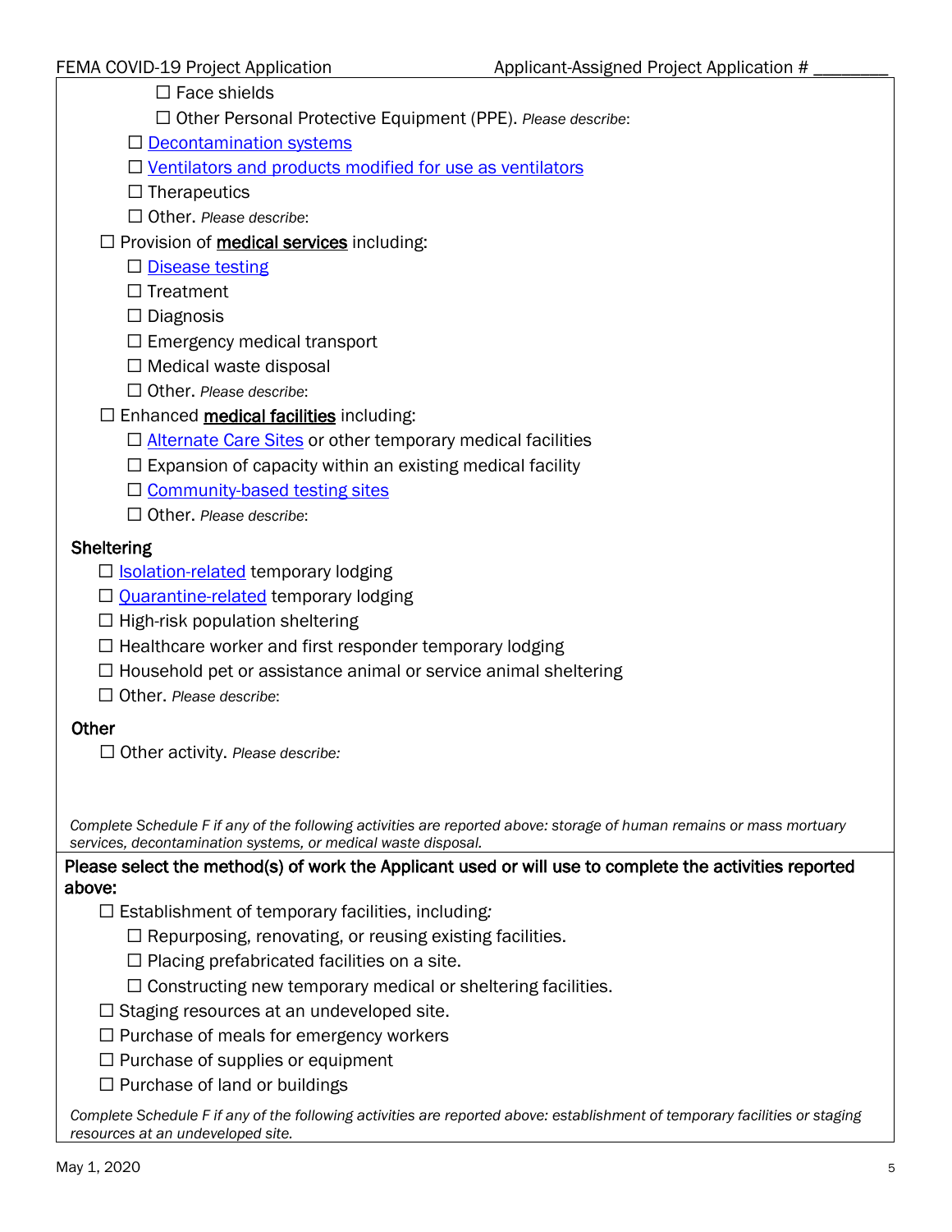- ☐ Face shields
- ☐ Other Personal Protective Equipment (PPE). *Please describe*:

- ☐ Decontamination systems
- ☐ Ventilators and products modified for use as ventilators
- ☐ Therapeutics
- ☐ Other. *Please describe*:

☐ Provision of **medical services** including:

- ☐ Disease testing
- ☐ Treatment
- ☐ Diagnosis
- ☐ Emergency medical transport
- ☐ Medical waste disposal
- ☐ Other. *Please describe*:

☐ Enhanced **medical facilities** including:

- ☐ Alternate Care Sites or other temporary medical facilities
- ☐ Expansion of capacity within an existing medical facility
- ☐ Community-based testing sites
- ☐ Other. *Please describe*:

**Sheltering**

- ☐ Isolation-related temporary lodging
- ☐ Quarantine-related temporary lodging
- ☐ High-risk population sheltering
- ☐ Healthcare worker and first responder temporary lodging
- ☐ Household pet or assistance animal or service animal sheltering
- ☐ Other. *Please describe*:

**Other**

- ☐ Other activity. *Please describe:*

*Complete Schedule F if any of the following activities are reported above: storage of human remains or mass mortuary services, decontamination systems, or medical waste disposal.*

**Please select the method(s) of work the Applicant used or will use to complete the activities reported above:**

☐ Establishment of temporary facilities, including*:*

- ☐ Repurposing, renovating, or reusing existing facilities.
- ☐ Placing prefabricated facilities on a site.
- ☐ Constructing new temporary medical or sheltering facilities.

- ☐ Staging resources at an undeveloped site.
- ☐ Purchase of meals for emergency workers
- ☐ Purchase of supplies or equipment
- ☐ Purchase of land or buildings

*Complete Schedule F if any of the following activities are reported above: establishment of temporary facilities or staging resources at an undeveloped site.*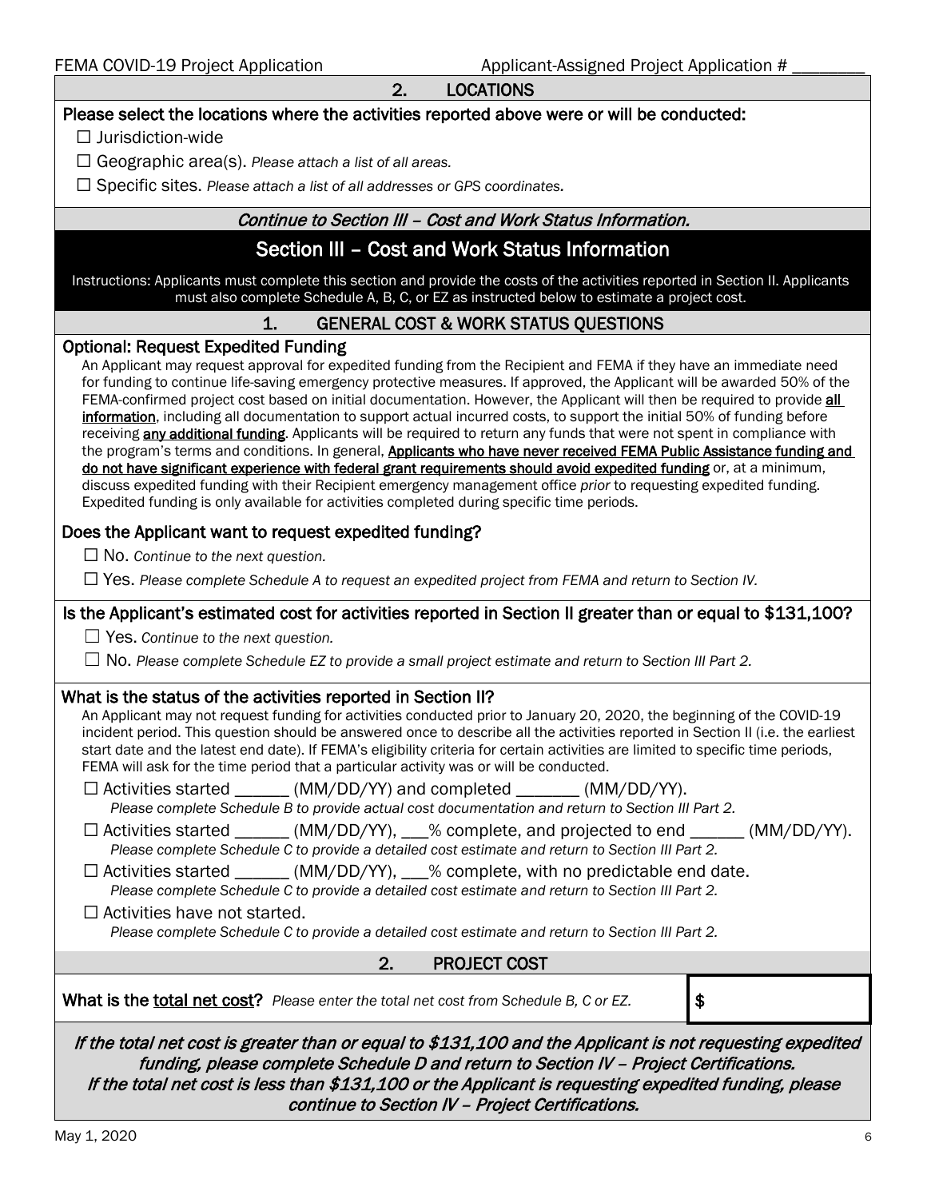## 2. LOCATIONS

**Please select the locations where the activities reported above were or will be conducted:**

☐ Jurisdiction-wide

☐ Geographic area(s). *Please attach a list of all areas.*

☐ Specific sites. *Please attach a list of all addresses or GPS coordinates.*

***Continue to Section III – Cost and Work Status Information.***

# Section III – Cost and Work Status Information

Instructions: Applicants must complete this section and provide the costs of the activities reported in Section II. Applicants must also complete Schedule A, B, C, or EZ as instructed below to estimate a project cost.

## 1. GENERAL COST & WORK STATUS QUESTIONS

**Optional: Request Expedited Funding**

An Applicant may request approval for expedited funding from the Recipient and FEMA if they have an immediate need for funding to continue life-saving emergency protective measures. If approved, the Applicant will be awarded 50% of the FEMA-confirmed project cost based on initial documentation. However, the Applicant will then be required to provide **all information**, including all documentation to support actual incurred costs, to support the initial 50% of funding before receiving **any additional funding**. Applicants will be required to return any funds that were not spent in compliance with the program's terms and conditions. In general, **Applicants who have never received FEMA Public Assistance funding and do not have significant experience with federal grant requirements should avoid expedited funding** or, at a minimum, discuss expedited funding with their Recipient emergency management office *prior* to requesting expedited funding. Expedited funding is only available for activities completed during specific time periods.

**Does the Applicant want to request expedited funding?**

☐ No. *Continue to the next question.*

☐ Yes. *Please complete Schedule A to request an expedited project from FEMA and return to Section IV.*

**Is the Applicant's estimated cost for activities reported in Section II greater than or equal to $131,100?**

☐ Yes. *Continue to the next question.*

☐ No. *Please complete Schedule EZ to provide a small project estimate and return to Section III Part 2.*

**What is the status of the activities reported in Section II?**

An Applicant may not request funding for activities conducted prior to January 20, 2020, the beginning of the COVID-19 incident period. This question should be answered once to describe all the activities reported in Section II (i.e. the earliest start date and the latest end date). If FEMA's eligibility criteria for certain activities are limited to specific time periods, FEMA will ask for the time period that a particular activity was or will be conducted.

☐ Activities started ______ (MM/DD/YY) and completed _______ (MM/DD/YY).
*Please complete Schedule B to provide actual cost documentation and return to Section III Part 2.*

☐ Activities started ______ (MM/DD/YY), ___% complete, and projected to end ______ (MM/DD/YY).
*Please complete Schedule C to provide a detailed cost estimate and return to Section III Part 2.*

☐ Activities started ______ (MM/DD/YY), ___% complete, with no predictable end date.
*Please complete Schedule C to provide a detailed cost estimate and return to Section III Part 2.*

☐ Activities have not started.
*Please complete Schedule C to provide a detailed cost estimate and return to Section III Part 2.*

## 2. PROJECT COST

| **What is the total net cost?** *Please enter the total net cost from Schedule B, C or EZ.* | $ |
|---|---|

***If the total net cost is greater than or equal to $131,100 and the Applicant is not requesting expedited funding, please complete Schedule D and return to Section IV – Project Certifications.***
***If the total net cost is less than $131,100 or the Applicant is requesting expedited funding, please continue to Section IV – Project Certifications.***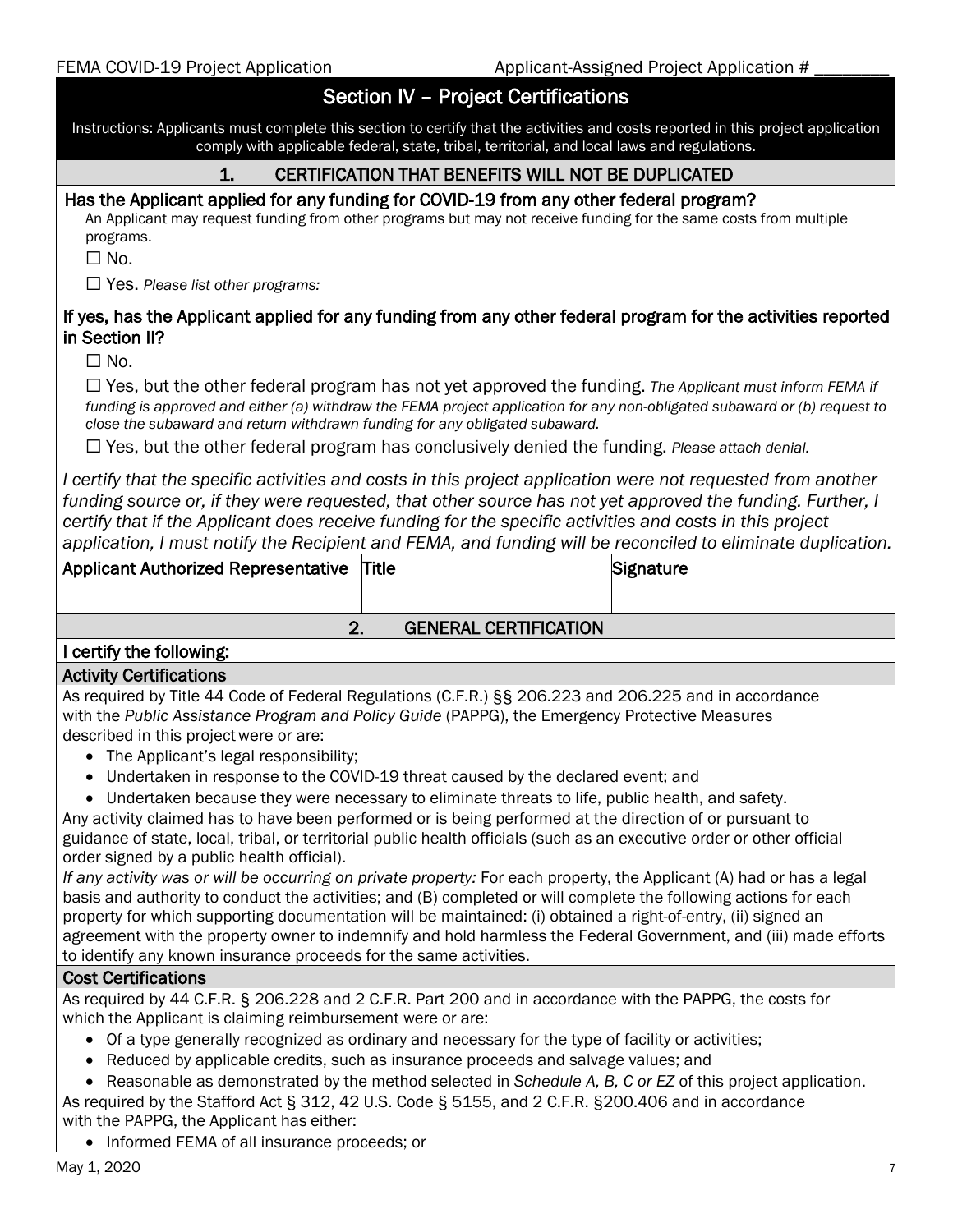## Section IV – Project Certifications

Instructions: Applicants must complete this section to certify that the activities and costs reported in this project application comply with applicable federal, state, tribal, territorial, and local laws and regulations.

### 1. CERTIFICATION THAT BENEFITS WILL NOT BE DUPLICATED

**Has the Applicant applied for any funding for COVID-19 from any other federal program?**

An Applicant may request funding from other programs but may not receive funding for the same costs from multiple programs.

☐ No.

☐ Yes. *Please list other programs:*

**If yes, has the Applicant applied for any funding from any other federal program for the activities reported in Section II?**

☐ No.

☐ Yes, but the other federal program has not yet approved the funding. *The Applicant must inform FEMA if funding is approved and either (a) withdraw the FEMA project application for any non-obligated subaward or (b) request to close the subaward and return withdrawn funding for any obligated subaward.*

☐ Yes, but the other federal program has conclusively denied the funding. *Please attach denial.*

*I certify that the specific activities and costs in this project application were not requested from another funding source or, if they were requested, that other source has not yet approved the funding. Further, I certify that if the Applicant does receive funding for the specific activities and costs in this project application, I must notify the Recipient and FEMA, and funding will be reconciled to eliminate duplication.*

| Applicant Authorized Representative | Title | Signature |
|---|---|---|
| | | |

### 2. GENERAL CERTIFICATION

**I certify the following:**

**Activity Certifications**

As required by Title 44 Code of Federal Regulations (C.F.R.) §§ 206.223 and 206.225 and in accordance with the *Public Assistance Program and Policy Guide* (PAPPG), the Emergency Protective Measures described in this project were or are:

- The Applicant's legal responsibility;
- Undertaken in response to the COVID-19 threat caused by the declared event; and
- Undertaken because they were necessary to eliminate threats to life, public health, and safety.

Any activity claimed has to have been performed or is being performed at the direction of or pursuant to guidance of state, local, tribal, or territorial public health officials (such as an executive order or other official order signed by a public health official).

*If any activity was or will be occurring on private property:* For each property, the Applicant (A) had or has a legal basis and authority to conduct the activities; and (B) completed or will complete the following actions for each property for which supporting documentation will be maintained: (i) obtained a right-of-entry, (ii) signed an agreement with the property owner to indemnify and hold harmless the Federal Government, and (iii) made efforts to identify any known insurance proceeds for the same activities.

**Cost Certifications**

As required by 44 C.F.R. § 206.228 and 2 C.F.R. Part 200 and in accordance with the PAPPG, the costs for which the Applicant is claiming reimbursement were or are:

- Of a type generally recognized as ordinary and necessary for the type of facility or activities;
- Reduced by applicable credits, such as insurance proceeds and salvage values; and
- Reasonable as demonstrated by the method selected in *Schedule A, B, C or EZ* of this project application.

As required by the Stafford Act § 312, 42 U.S. Code § 5155, and 2 C.F.R. §200.406 and in accordance with the PAPPG, the Applicant has either:

- Informed FEMA of all insurance proceeds; or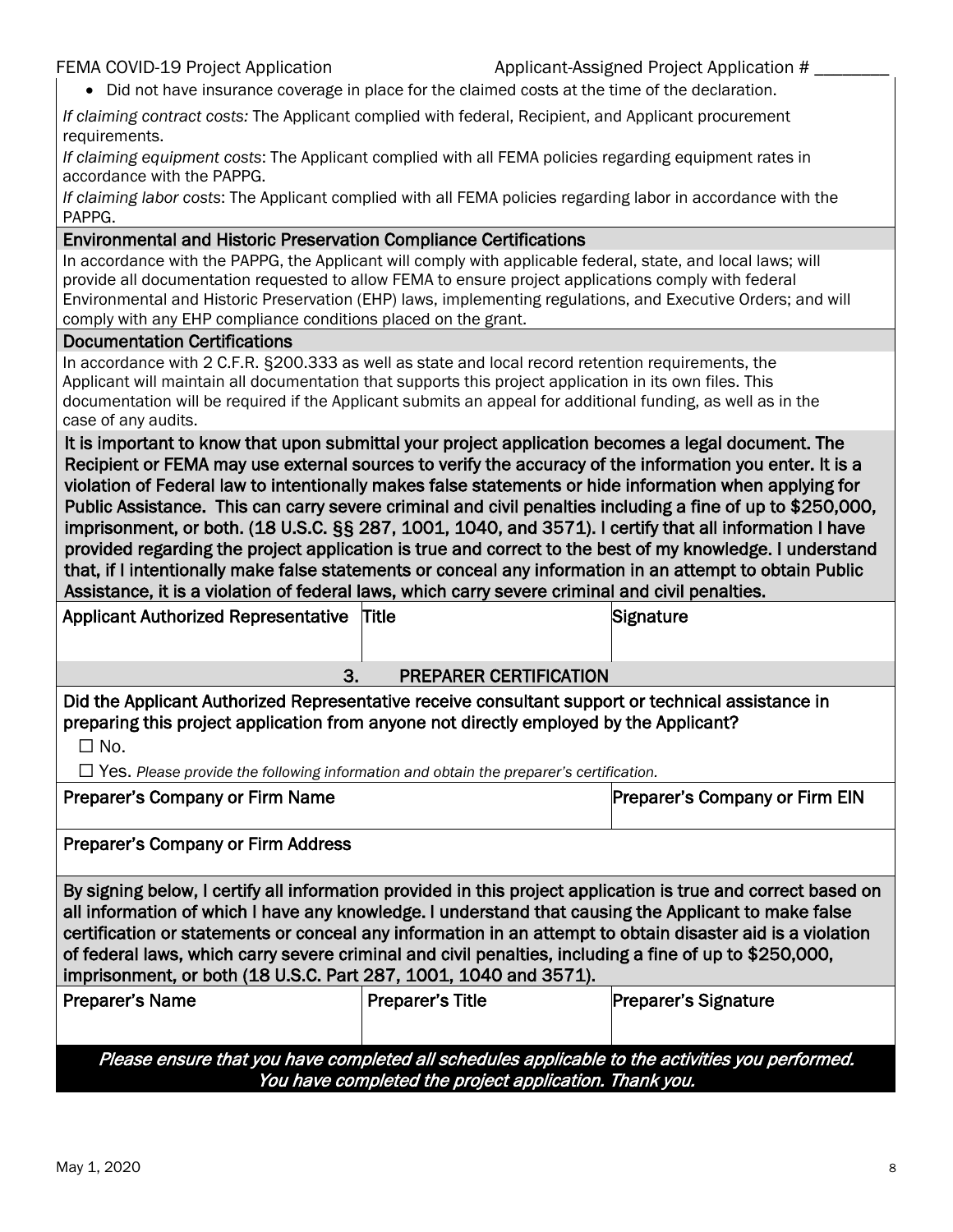- Did not have insurance coverage in place for the claimed costs at the time of the declaration.

*If claiming contract costs:* The Applicant complied with federal, Recipient, and Applicant procurement requirements.

*If claiming equipment costs*: The Applicant complied with all FEMA policies regarding equipment rates in accordance with the PAPPG.

*If claiming labor costs*: The Applicant complied with all FEMA policies regarding labor in accordance with the PAPPG.

### Environmental and Historic Preservation Compliance Certifications

In accordance with the PAPPG, the Applicant will comply with applicable federal, state, and local laws; will provide all documentation requested to allow FEMA to ensure project applications comply with federal Environmental and Historic Preservation (EHP) laws, implementing regulations, and Executive Orders; and will comply with any EHP compliance conditions placed on the grant.

### Documentation Certifications

In accordance with 2 C.F.R. §200.333 as well as state and local record retention requirements, the Applicant will maintain all documentation that supports this project application in its own files. This documentation will be required if the Applicant submits an appeal for additional funding, as well as in the case of any audits.

**It is important to know that upon submittal your project application becomes a legal document. The Recipient or FEMA may use external sources to verify the accuracy of the information you enter. It is a violation of Federal law to intentionally makes false statements or hide information when applying for Public Assistance. This can carry severe criminal and civil penalties including a fine of up to $250,000, imprisonment, or both. (18 U.S.C. §§ 287, 1001, 1040, and 3571). I certify that all information I have provided regarding the project application is true and correct to the best of my knowledge. I understand that, if I intentionally make false statements or conceal any information in an attempt to obtain Public Assistance, it is a violation of federal laws, which carry severe criminal and civil penalties.**

| Applicant Authorized Representative | Title | Signature |
|---|---|---|
| | | |

## 3. PREPARER CERTIFICATION

**Did the Applicant Authorized Representative receive consultant support or technical assistance in preparing this project application from anyone not directly employed by the Applicant?**

☐ No.

☐ Yes. *Please provide the following information and obtain the preparer's certification.*

| Preparer's Company or Firm Name | Preparer's Company or Firm EIN |
|---|---|
| | |

| Preparer's Company or Firm Address |
|---|
| |

**By signing below, I certify all information provided in this project application is true and correct based on all information of which I have any knowledge. I understand that causing the Applicant to make false certification or statements or conceal any information in an attempt to obtain disaster aid is a violation of federal laws, which carry severe criminal and civil penalties, including a fine of up to $250,000, imprisonment, or both (18 U.S.C. Part 287, 1001, 1040 and 3571).**

| Preparer's Name | Preparer's Title | Preparer's Signature |
|---|---|---|
| | | |

***Please ensure that you have completed all schedules applicable to the activities you performed. You have completed the project application. Thank you.***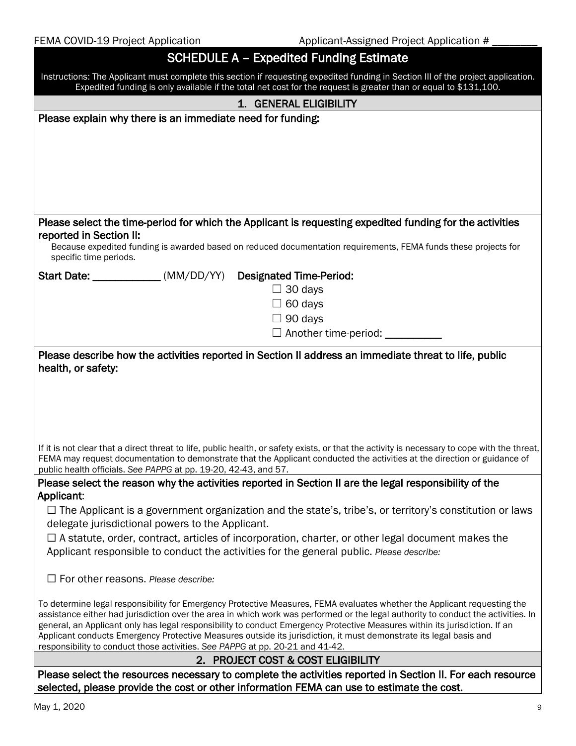## SCHEDULE A – Expedited Funding Estimate

Instructions: The Applicant must complete this section if requesting expedited funding in Section III of the project application. Expedited funding is only available if the total net cost for the request is greater than or equal to $131,100.

### 1. GENERAL ELIGIBILITY

**Please explain why there is an immediate need for funding:**

**Please select the time-period for which the Applicant is requesting expedited funding for the activities reported in Section II:**

Because expedited funding is awarded based on reduced documentation requirements, FEMA funds these projects for specific time periods.

**Start Date:** ____________ (MM/DD/YY) **Designated Time-Period:**

☐ 30 days
☐ 60 days
☐ 90 days
☐ Another time-period: __________

**Please describe how the activities reported in Section II address an immediate threat to life, public health, or safety:**

If it is not clear that a direct threat to life, public health, or safety exists, or that the activity is necessary to cope with the threat, FEMA may request documentation to demonstrate that the Applicant conducted the activities at the direction or guidance of public health officials. *See PAPPG* at pp. 19-20, 42-43, and 57.

**Please select the reason why the activities reported in Section II are the legal responsibility of the Applicant:**

☐ The Applicant is a government organization and the state's, tribe's, or territory's constitution or laws delegate jurisdictional powers to the Applicant.

☐ A statute, order, contract, articles of incorporation, charter, or other legal document makes the Applicant responsible to conduct the activities for the general public. *Please describe:*

☐ For other reasons. *Please describe:*

To determine legal responsibility for Emergency Protective Measures, FEMA evaluates whether the Applicant requesting the assistance either had jurisdiction over the area in which work was performed or the legal authority to conduct the activities. In general, an Applicant only has legal responsibility to conduct Emergency Protective Measures within its jurisdiction. If an Applicant conducts Emergency Protective Measures outside its jurisdiction, it must demonstrate its legal basis and responsibility to conduct those activities. *See PAPPG* at pp. 20-21 and 41-42.

### 2. PROJECT COST & COST ELIGIBILITY

**Please select the resources necessary to complete the activities reported in Section II. For each resource selected, please provide the cost or other information FEMA can use to estimate the cost.**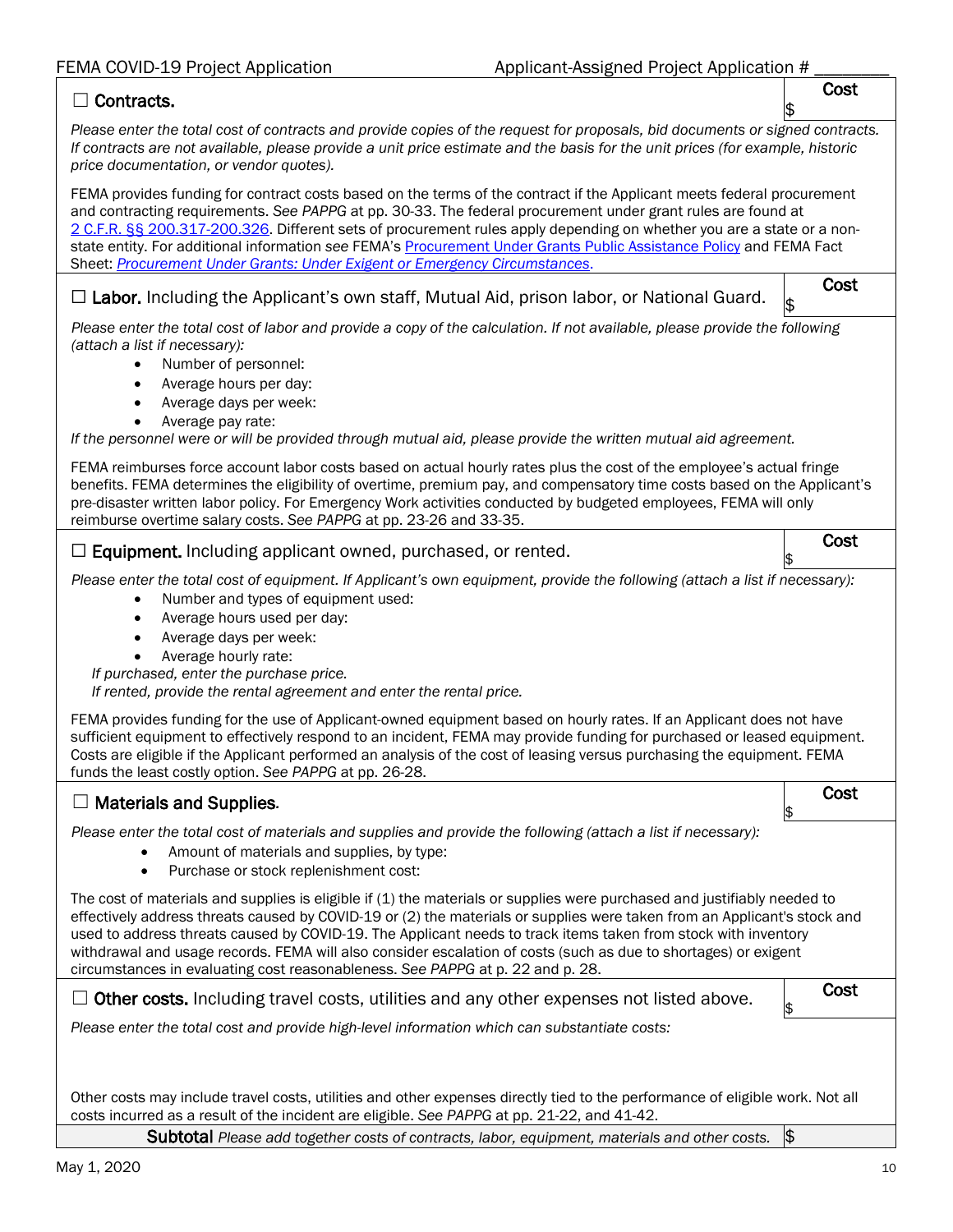☐ **Contracts.** | Cost $

*Please enter the total cost of contracts and provide copies of the request for proposals, bid documents or signed contracts. If contracts are not available, please provide a unit price estimate and the basis for the unit prices (for example, historic price documentation, or vendor quotes).*

FEMA provides funding for contract costs based on the terms of the contract if the Applicant meets federal procurement and contracting requirements. *See PAPPG* at pp. 30-33. The federal procurement under grant rules are found at [2 C.F.R. §§ 200.317-200.326](). Different sets of procurement rules apply depending on whether you are a state or a non-state entity. For additional information *see* FEMA's [Procurement Under Grants Public Assistance Policy]() and FEMA Fact Sheet: [*Procurement Under Grants: Under Exigent or Emergency Circumstances*]().

☐ **Labor.** Including the Applicant's own staff, Mutual Aid, prison labor, or National Guard. | Cost $

*Please enter the total cost of labor and provide a copy of the calculation. If not available, please provide the following (attach a list if necessary):*

- Number of personnel:
- Average hours per day:
- Average days per week:
- Average pay rate:

*If the personnel were or will be provided through mutual aid, please provide the written mutual aid agreement.*

FEMA reimburses force account labor costs based on actual hourly rates plus the cost of the employee's actual fringe benefits. FEMA determines the eligibility of overtime, premium pay, and compensatory time costs based on the Applicant's pre-disaster written labor policy. For Emergency Work activities conducted by budgeted employees, FEMA will only reimburse overtime salary costs. *See PAPPG* at pp. 23-26 and 33-35.

☐ **Equipment.** Including applicant owned, purchased, or rented. | Cost $

*Please enter the total cost of equipment. If Applicant's own equipment, provide the following (attach a list if necessary):*

- Number and types of equipment used:
- Average hours used per day:
- Average days per week:
- Average hourly rate:

*If purchased, enter the purchase price.*
*If rented, provide the rental agreement and enter the rental price.*

FEMA provides funding for the use of Applicant-owned equipment based on hourly rates. If an Applicant does not have sufficient equipment to effectively respond to an incident, FEMA may provide funding for purchased or leased equipment. Costs are eligible if the Applicant performed an analysis of the cost of leasing versus purchasing the equipment. FEMA funds the least costly option. *See PAPPG* at pp. 26-28.

☐ **Materials and Supplies.** | Cost $

*Please enter the total cost of materials and supplies and provide the following (attach a list if necessary):*

- Amount of materials and supplies, by type:
- Purchase or stock replenishment cost:

The cost of materials and supplies is eligible if (1) the materials or supplies were purchased and justifiably needed to effectively address threats caused by COVID-19 or (2) the materials or supplies were taken from an Applicant's stock and used to address threats caused by COVID-19. The Applicant needs to track items taken from stock with inventory withdrawal and usage records. FEMA will also consider escalation of costs (such as due to shortages) or exigent circumstances in evaluating cost reasonableness. *See PAPPG* at p. 22 and p. 28.

☐ **Other costs.** Including travel costs, utilities and any other expenses not listed above. | Cost $

*Please enter the total cost and provide high-level information which can substantiate costs:*

Other costs may include travel costs, utilities and other expenses directly tied to the performance of eligible work. Not all costs incurred as a result of the incident are eligible. *See PAPPG* at pp. 21-22, and 41-42.

**Subtotal** *Please add together costs of contracts, labor, equipment, materials and other costs.* | $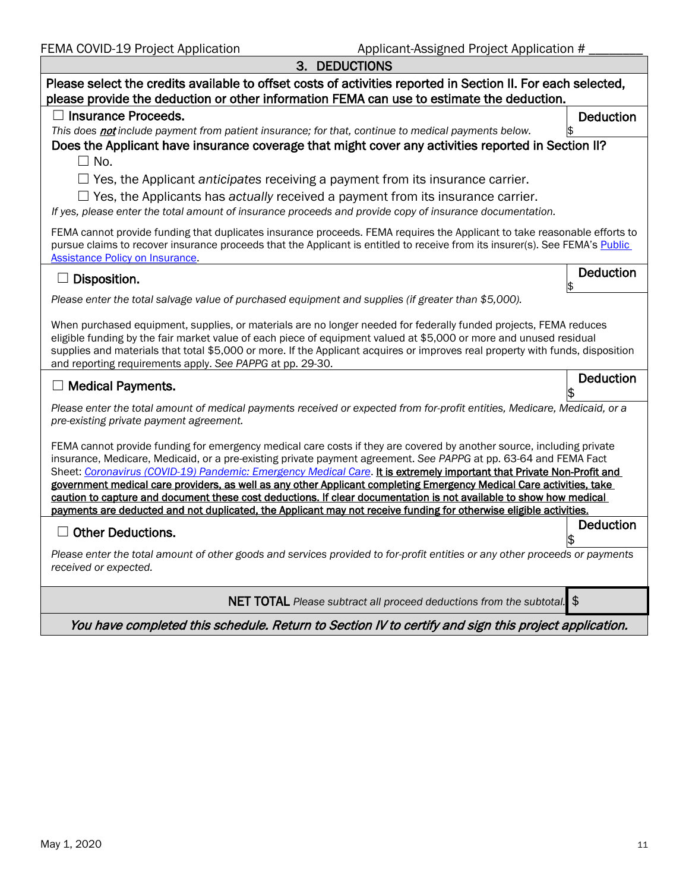## 3. DEDUCTIONS

**Please select the credits available to offset costs of activities reported in Section II. For each selected, please provide the deduction or other information FEMA can use to estimate the deduction.**

☐ **Insurance Proceeds.** **Deduction** $

*This does **not** include payment from patient insurance; for that, continue to medical payments below.*

**Does the Applicant have insurance coverage that might cover any activities reported in Section II?**

☐ No.

☐ Yes, the Applicant *anticipates* receiving a payment from its insurance carrier.

☐ Yes, the Applicants has *actually* received a payment from its insurance carrier.

*If yes, please enter the total amount of insurance proceeds and provide copy of insurance documentation.*

FEMA cannot provide funding that duplicates insurance proceeds. FEMA requires the Applicant to take reasonable efforts to pursue claims to recover insurance proceeds that the Applicant is entitled to receive from its insurer(s). See FEMA's Public Assistance Policy on Insurance.

☐ **Disposition.** **Deduction** $

*Please enter the total salvage value of purchased equipment and supplies (if greater than $5,000).*

When purchased equipment, supplies, or materials are no longer needed for federally funded projects, FEMA reduces eligible funding by the fair market value of each piece of equipment valued at $5,000 or more and unused residual supplies and materials that total $5,000 or more. If the Applicant acquires or improves real property with funds, disposition and reporting requirements apply. *See PAPPG* at pp. 29-30.

☐ **Medical Payments.** **Deduction** $

*Please enter the total amount of medical payments received or expected from for-profit entities, Medicare, Medicaid, or a pre-existing private payment agreement.*

FEMA cannot provide funding for emergency medical care costs if they are covered by another source, including private insurance, Medicare, Medicaid, or a pre-existing private payment agreement. *See PAPPG* at pp. 63-64 and FEMA Fact Sheet: *Coronavirus (COVID-19) Pandemic: Emergency Medical Care*. **It is extremely important that Private Non-Profit and government medical care providers, as well as any other Applicant completing Emergency Medical Care activities, take caution to capture and document these cost deductions. If clear documentation is not available to show how medical payments are deducted and not duplicated, the Applicant may not receive funding for otherwise eligible activities.**

☐ **Other Deductions.** **Deduction** $

*Please enter the total amount of other goods and services provided to for-profit entities or any other proceeds or payments received or expected.*

**NET TOTAL** *Please subtract all proceed deductions from the subtotal.* $

***You have completed this schedule. Return to Section IV to certify and sign this project application.***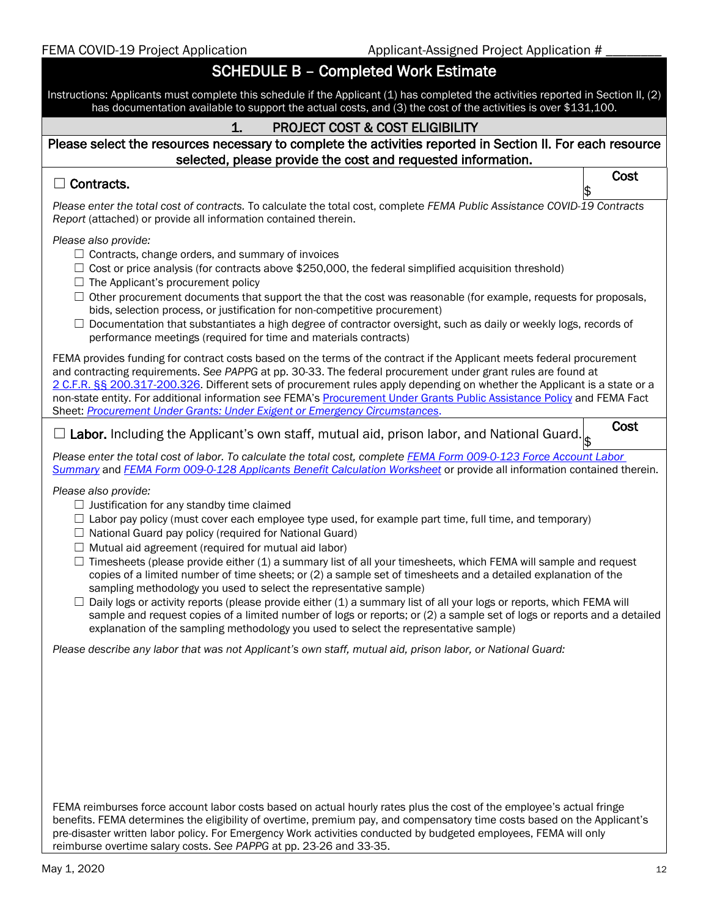## SCHEDULE B – Completed Work Estimate

Instructions: Applicants must complete this schedule if the Applicant (1) has completed the activities reported in Section II, (2) has documentation available to support the actual costs, and (3) the cost of the activities is over $131,100.

### 1. PROJECT COST & COST ELIGIBILITY

**Please select the resources necessary to complete the activities reported in Section II. For each resource selected, please provide the cost and requested information.**

☐ **Contracts.** — **Cost** $

*Please enter the total cost of contracts.* To calculate the total cost, complete *FEMA Public Assistance COVID-19 Contracts Report* (attached) or provide all information contained therein.

*Please also provide:*

- ☐ Contracts, change orders, and summary of invoices
- ☐ Cost or price analysis (for contracts above $250,000, the federal simplified acquisition threshold)
- ☐ The Applicant's procurement policy
- ☐ Other procurement documents that support the that the cost was reasonable (for example, requests for proposals, bids, selection process, or justification for non-competitive procurement)
- ☐ Documentation that substantiates a high degree of contractor oversight, such as daily or weekly logs, records of performance meetings (required for time and materials contracts)

FEMA provides funding for contract costs based on the terms of the contract if the Applicant meets federal procurement and contracting requirements. *See PAPPG* at pp. 30-33. The federal procurement under grant rules are found at 2 C.F.R. §§ 200.317-200.326. Different sets of procurement rules apply depending on whether the Applicant is a state or a non-state entity. For additional information *see* FEMA's Procurement Under Grants Public Assistance Policy and FEMA Fact Sheet: *Procurement Under Grants: Under Exigent or Emergency Circumstances*.

☐ **Labor.** Including the Applicant's own staff, mutual aid, prison labor, and National Guard. — **Cost** $

*Please enter the total cost of labor. To calculate the total cost, complete FEMA Form 009-0-123 Force Account Labor Summary* and *FEMA Form 009-0-128 Applicants Benefit Calculation Worksheet* or provide all information contained therein.

*Please also provide:*

- ☐ Justification for any standby time claimed
- ☐ Labor pay policy (must cover each employee type used, for example part time, full time, and temporary)
- ☐ National Guard pay policy (required for National Guard)
- ☐ Mutual aid agreement (required for mutual aid labor)
- ☐ Timesheets (please provide either (1) a summary list of all your timesheets, which FEMA will sample and request copies of a limited number of time sheets; or (2) a sample set of timesheets and a detailed explanation of the sampling methodology you used to select the representative sample)
- ☐ Daily logs or activity reports (please provide either (1) a summary list of all your logs or reports, which FEMA will sample and request copies of a limited number of logs or reports; or (2) a sample set of logs or reports and a detailed explanation of the sampling methodology you used to select the representative sample)

*Please describe any labor that was not Applicant's own staff, mutual aid, prison labor, or National Guard:*

FEMA reimburses force account labor costs based on actual hourly rates plus the cost of the employee's actual fringe benefits. FEMA determines the eligibility of overtime, premium pay, and compensatory time costs based on the Applicant's pre-disaster written labor policy. For Emergency Work activities conducted by budgeted employees, FEMA will only reimburse overtime salary costs. *See PAPPG* at pp. 23-26 and 33-35.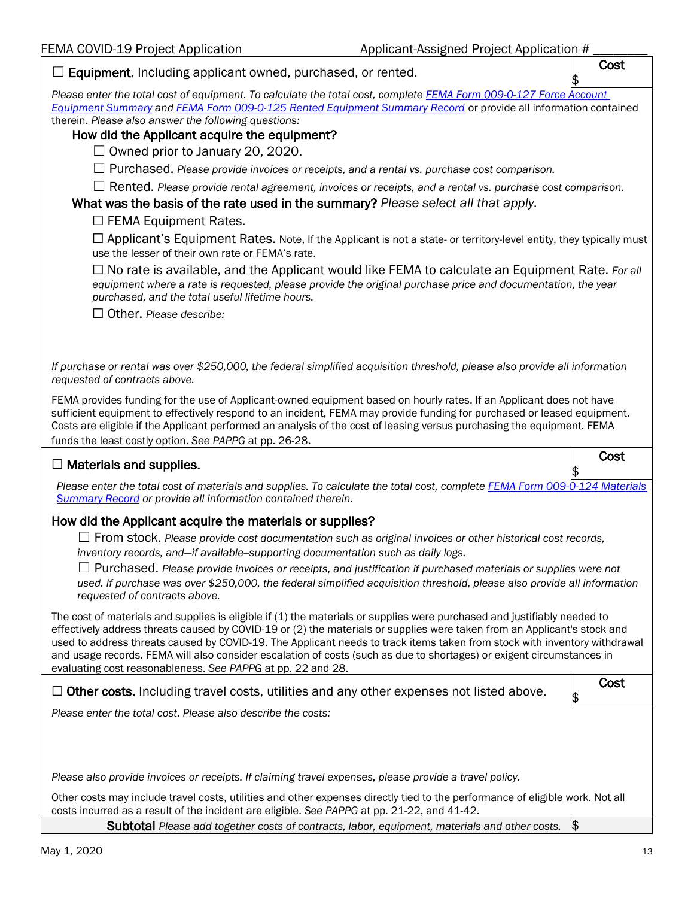☐ **Equipment.** Including applicant owned, purchased, or rented.

**Cost**
$

*Please enter the total cost of equipment. To calculate the total cost, complete [FEMA Form 009-0-127 Force Account Equipment Summary]() and [FEMA Form 009-0-125 Rented Equipment Summary Record]()* or provide all information contained therein. *Please also answer the following questions:*

**How did the Applicant acquire the equipment?**

☐ Owned prior to January 20, 2020.

☐ Purchased. *Please provide invoices or receipts, and a rental vs. purchase cost comparison.*

☐ Rented. *Please provide rental agreement, invoices or receipts, and a rental vs. purchase cost comparison.*

**What was the basis of the rate used in the summary?** *Please select all that apply.*

☐ FEMA Equipment Rates.

☐ Applicant's Equipment Rates. Note, If the Applicant is not a state- or territory-level entity, they typically must use the lesser of their own rate or FEMA's rate.

☐ No rate is available, and the Applicant would like FEMA to calculate an Equipment Rate. *For all equipment where a rate is requested, please provide the original purchase price and documentation, the year purchased, and the total useful lifetime hours.*

☐ Other. *Please describe:*

*If purchase or rental was over $250,000, the federal simplified acquisition threshold, please also provide all information requested of contracts above.*

FEMA provides funding for the use of Applicant-owned equipment based on hourly rates. If an Applicant does not have sufficient equipment to effectively respond to an incident, FEMA may provide funding for purchased or leased equipment. Costs are eligible if the Applicant performed an analysis of the cost of leasing versus purchasing the equipment. FEMA funds the least costly option. *See PAPPG* at pp. 26-28.

☐ **Materials and supplies.**

**Cost**
$

*Please enter the total cost of materials and supplies. To calculate the total cost, complete [FEMA Form 009-0-124 Materials Summary Record]() or provide all information contained therein.*

**How did the Applicant acquire the materials or supplies?**

☐ From stock. *Please provide cost documentation such as original invoices or other historical cost records, inventory records, and—if available–supporting documentation such as daily logs.*

☐ Purchased. *Please provide invoices or receipts, and justification if purchased materials or supplies were not used. If purchase was over $250,000, the federal simplified acquisition threshold, please also provide all information requested of contracts above.*

The cost of materials and supplies is eligible if (1) the materials or supplies were purchased and justifiably needed to effectively address threats caused by COVID-19 or (2) the materials or supplies were taken from an Applicant's stock and used to address threats caused by COVID-19. The Applicant needs to track items taken from stock with inventory withdrawal and usage records. FEMA will also consider escalation of costs (such as due to shortages) or exigent circumstances in evaluating cost reasonableness. *See PAPPG* at pp. 22 and 28.

☐ **Other costs.** Including travel costs, utilities and any other expenses not listed above.

**Cost**
$

*Please enter the total cost. Please also describe the costs:*

*Please also provide invoices or receipts. If claiming travel expenses, please provide a travel policy.*

Other costs may include travel costs, utilities and other expenses directly tied to the performance of eligible work. Not all costs incurred as a result of the incident are eligible. *See PAPPG* at pp. 21-22, and 41-42.

**Subtotal** *Please add together costs of contracts, labor, equipment, materials and other costs.* $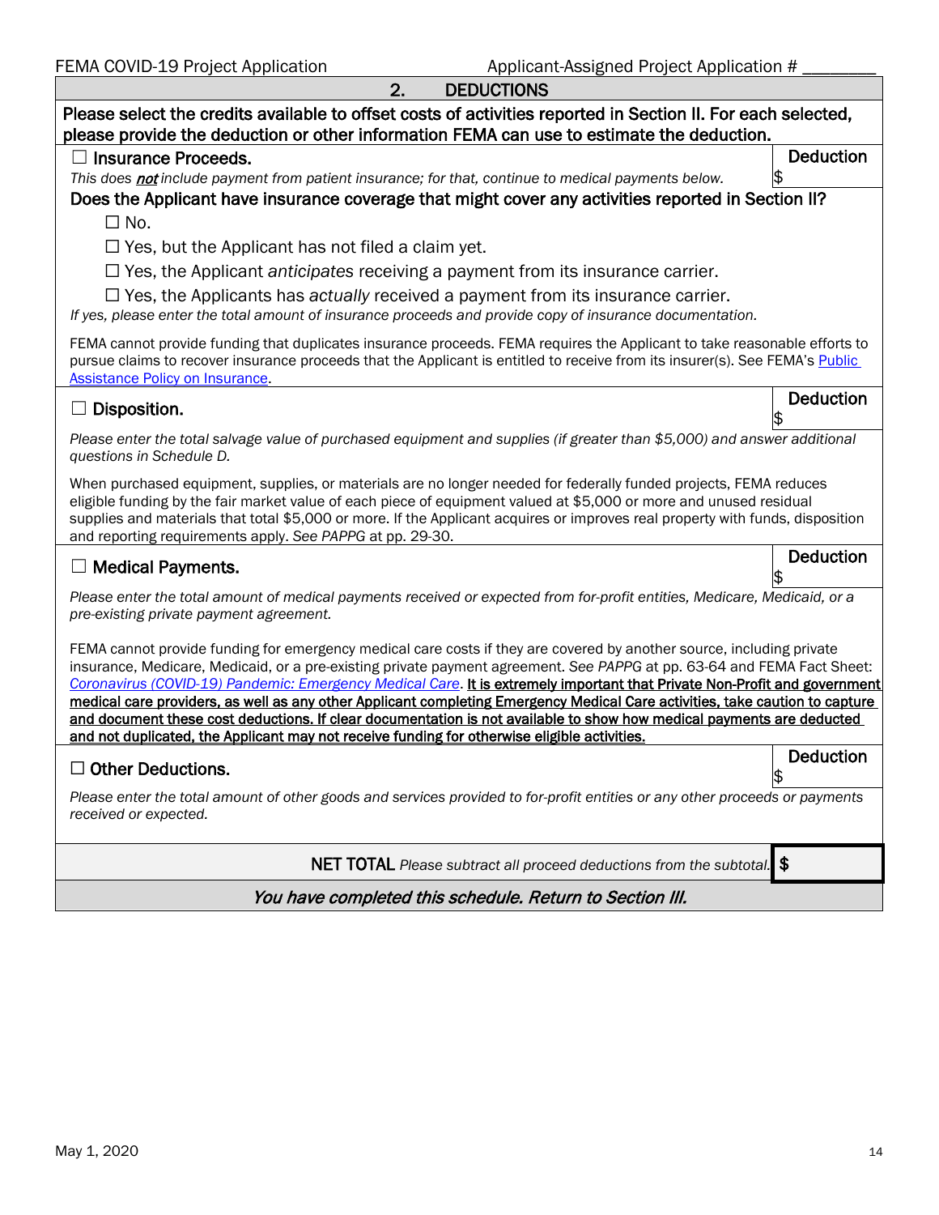## 2. DEDUCTIONS

**Please select the credits available to offset costs of activities reported in Section II. For each selected, please provide the deduction or other information FEMA can use to estimate the deduction.**

☐ **Insurance Proceeds.** — **Deduction** $

*This does **not** include payment from patient insurance; for that, continue to medical payments below.*

**Does the Applicant have insurance coverage that might cover any activities reported in Section II?**

- ☐ No.
- ☐ Yes, but the Applicant has not filed a claim yet.
- ☐ Yes, the Applicant *anticipates* receiving a payment from its insurance carrier.
- ☐ Yes, the Applicants has *actually* received a payment from its insurance carrier.

*If yes, please enter the total amount of insurance proceeds and provide copy of insurance documentation.*

FEMA cannot provide funding that duplicates insurance proceeds. FEMA requires the Applicant to take reasonable efforts to pursue claims to recover insurance proceeds that the Applicant is entitled to receive from its insurer(s). See FEMA's Public Assistance Policy on Insurance.

☐ **Disposition.** — **Deduction** $

*Please enter the total salvage value of purchased equipment and supplies (if greater than $5,000) and answer additional questions in Schedule D.*

When purchased equipment, supplies, or materials are no longer needed for federally funded projects, FEMA reduces eligible funding by the fair market value of each piece of equipment valued at $5,000 or more and unused residual supplies and materials that total $5,000 or more. If the Applicant acquires or improves real property with funds, disposition and reporting requirements apply. *See PAPPG* at pp. 29-30.

☐ **Medical Payments.** — **Deduction** $

*Please enter the total amount of medical payments received or expected from for-profit entities, Medicare, Medicaid, or a pre-existing private payment agreement.*

FEMA cannot provide funding for emergency medical care costs if they are covered by another source, including private insurance, Medicare, Medicaid, or a pre-existing private payment agreement. *See PAPPG* at pp. 63-64 and FEMA Fact Sheet: *Coronavirus (COVID-19) Pandemic: Emergency Medical Care*. **It is extremely important that Private Non-Profit and government medical care providers, as well as any other Applicant completing Emergency Medical Care activities, take caution to capture and document these cost deductions. If clear documentation is not available to show how medical payments are deducted and not duplicated, the Applicant may not receive funding for otherwise eligible activities.**

☐ **Other Deductions.** — **Deduction** $

*Please enter the total amount of other goods and services provided to for-profit entities or any other proceeds or payments received or expected.*

**NET TOTAL** *Please subtract all proceed deductions from the subtotal.* **$**

***You have completed this schedule. Return to Section III.***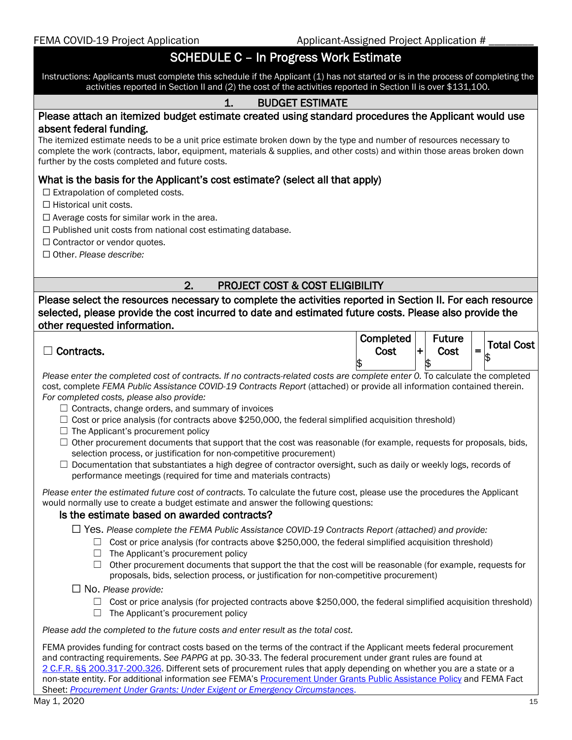# SCHEDULE C – In Progress Work Estimate

Instructions: Applicants must complete this schedule if the Applicant (1) has not started or is in the process of completing the activities reported in Section II and (2) the cost of the activities reported in Section II is over $131,100.

## 1. BUDGET ESTIMATE

### Please attach an itemized budget estimate created using standard procedures the Applicant would use absent federal funding.

The itemized estimate needs to be a unit price estimate broken down by the type and number of resources necessary to complete the work (contracts, labor, equipment, materials & supplies, and other costs) and within those areas broken down further by the costs completed and future costs.

### What is the basis for the Applicant's cost estimate? (select all that apply)

☐ Extrapolation of completed costs.
☐ Historical unit costs.
☐ Average costs for similar work in the area.
☐ Published unit costs from national cost estimating database.
☐ Contractor or vendor quotes.
☐ Other. *Please describe:*

## 2. PROJECT COST & COST ELIGIBILITY

### Please select the resources necessary to complete the activities reported in Section II. For each resource selected, please provide the cost incurred to date and estimated future costs. Please also provide the other requested information.

| | Completed Cost | + | Future Cost | = | Total Cost |
|---|---|---|---|---|---|
| ☐ **Contracts.** | $ | + | $ | = | $ |

*Please enter the completed cost of contracts. If no contracts-related costs are complete enter 0.* To calculate the completed cost, complete *FEMA Public Assistance COVID-19 Contracts Report* (attached) or provide all information contained therein. *For completed costs, please also provide:*

- ☐ Contracts, change orders, and summary of invoices
- ☐ Cost or price analysis (for contracts above $250,000, the federal simplified acquisition threshold)
- ☐ The Applicant's procurement policy
- ☐ Other procurement documents that support that the cost was reasonable (for example, requests for proposals, bids, selection process, or justification for non-competitive procurement)
- ☐ Documentation that substantiates a high degree of contractor oversight, such as daily or weekly logs, records of performance meetings (required for time and materials contracts)

*Please enter the estimated future cost of contracts.* To calculate the future cost, please use the procedures the Applicant would normally use to create a budget estimate and answer the following questions:

#### Is the estimate based on awarded contracts?

☐ Yes. *Please complete the FEMA Public Assistance COVID-19 Contracts Report (attached) and provide:*

- ☐ Cost or price analysis (for contracts above $250,000, the federal simplified acquisition threshold)
- ☐ The Applicant's procurement policy
- ☐ Other procurement documents that support the that the cost will be reasonable (for example, requests for proposals, bids, selection process, or justification for non-competitive procurement)

☐ No. *Please provide:*

- ☐ Cost or price analysis (for projected contracts above $250,000, the federal simplified acquisition threshold)
- ☐ The Applicant's procurement policy

*Please add the completed to the future costs and enter result as the total cost.*

FEMA provides funding for contract costs based on the terms of the contract if the Applicant meets federal procurement and contracting requirements. *See PAPPG* at pp. 30-33. The federal procurement under grant rules are found at [2 C.F.R. §§ 200.317-200.326](). Different sets of procurement rules that apply depending on whether you are a state or a non-state entity. For additional information *see* FEMA's [Procurement Under Grants Public Assistance Policy]() and FEMA Fact Sheet: *[Procurement Under Grants: Under Exigent or Emergency Circumstances]()*.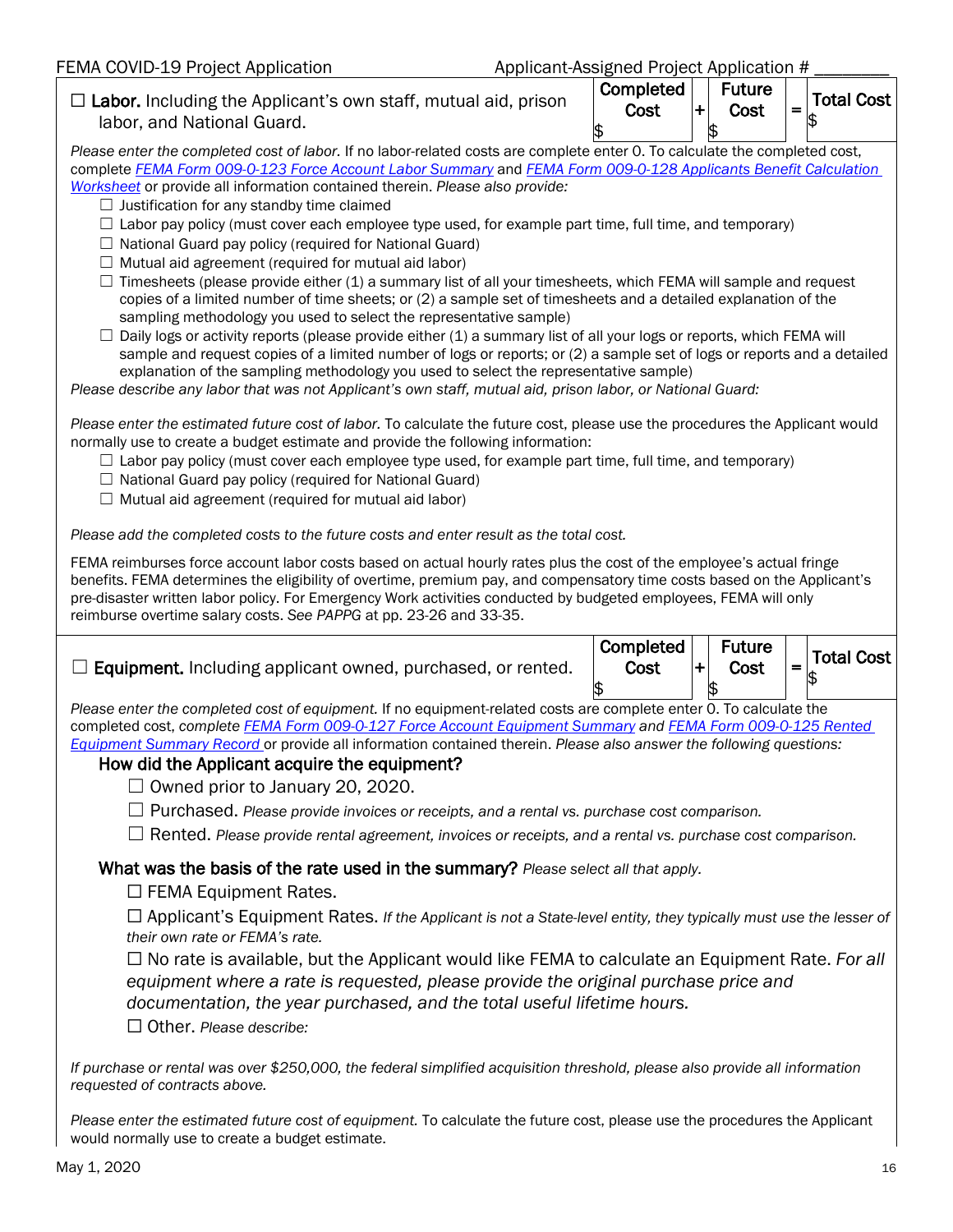| ☐ **Labor.** Including the Applicant's own staff, mutual aid, prison labor, and National Guard. | Completed Cost $ | + | Future Cost $ | = | Total Cost $ |
|---|---|---|---|---|---|

*Please enter the completed cost of labor.* If no labor-related costs are complete enter 0. To calculate the completed cost, complete *FEMA Form 009-0-123 Force Account Labor Summary* and *FEMA Form 009-0-128 Applicants Benefit Calculation Worksheet* or provide all information contained therein. *Please also provide:*

- ☐ Justification for any standby time claimed
- ☐ Labor pay policy (must cover each employee type used, for example part time, full time, and temporary)
- ☐ National Guard pay policy (required for National Guard)
- ☐ Mutual aid agreement (required for mutual aid labor)
- ☐ Timesheets (please provide either (1) a summary list of all your timesheets, which FEMA will sample and request copies of a limited number of time sheets; or (2) a sample set of timesheets and a detailed explanation of the sampling methodology you used to select the representative sample)
- ☐ Daily logs or activity reports (please provide either (1) a summary list of all your logs or reports, which FEMA will sample and request copies of a limited number of logs or reports; or (2) a sample set of logs or reports and a detailed explanation of the sampling methodology you used to select the representative sample)

*Please describe any labor that was not Applicant's own staff, mutual aid, prison labor, or National Guard:*

*Please enter the estimated future cost of labor.* To calculate the future cost, please use the procedures the Applicant would normally use to create a budget estimate and provide the following information:

- ☐ Labor pay policy (must cover each employee type used, for example part time, full time, and temporary)
- ☐ National Guard pay policy (required for National Guard)
- ☐ Mutual aid agreement (required for mutual aid labor)

*Please add the completed costs to the future costs and enter result as the total cost.*

FEMA reimburses force account labor costs based on actual hourly rates plus the cost of the employee's actual fringe benefits. FEMA determines the eligibility of overtime, premium pay, and compensatory time costs based on the Applicant's pre-disaster written labor policy. For Emergency Work activities conducted by budgeted employees, FEMA will only reimburse overtime salary costs. *See PAPPG* at pp. 23-26 and 33-35.

| ☐ **Equipment.** Including applicant owned, purchased, or rented. | Completed Cost $ | + | Future Cost $ | = | Total Cost $ |
|---|---|---|---|---|---|

*Please enter the completed cost of equipment.* If no equipment-related costs are complete enter 0. To calculate the completed cost, *complete FEMA Form 009-0-127 Force Account Equipment Summary and FEMA Form 009-0-125 Rented Equipment Summary Record* or provide all information contained therein. *Please also answer the following questions:*

**How did the Applicant acquire the equipment?**

- ☐ Owned prior to January 20, 2020.
- ☐ Purchased. *Please provide invoices or receipts, and a rental vs. purchase cost comparison.*
- ☐ Rented. *Please provide rental agreement, invoices or receipts, and a rental vs. purchase cost comparison.*

**What was the basis of the rate used in the summary?** *Please select all that apply.*

- ☐ FEMA Equipment Rates.
- ☐ Applicant's Equipment Rates. *If the Applicant is not a State-level entity, they typically must use the lesser of their own rate or FEMA's rate.*
- ☐ No rate is available, but the Applicant would like FEMA to calculate an Equipment Rate. *For all equipment where a rate is requested, please provide the original purchase price and documentation, the year purchased, and the total useful lifetime hours.*
- ☐ Other. *Please describe:*

*If purchase or rental was over $250,000, the federal simplified acquisition threshold, please also provide all information requested of contracts above.*

*Please enter the estimated future cost of equipment.* To calculate the future cost, please use the procedures the Applicant would normally use to create a budget estimate.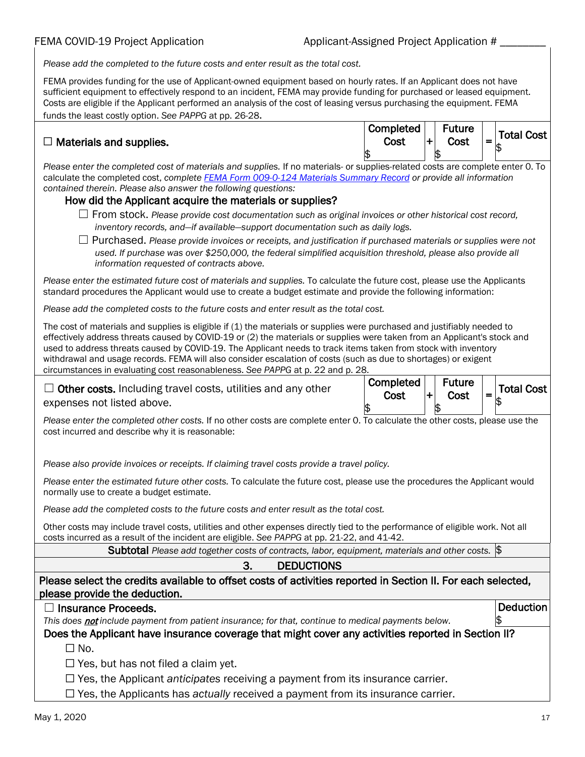*Please add the completed to the future costs and enter result as the total cost.*

FEMA provides funding for the use of Applicant-owned equipment based on hourly rates. If an Applicant does not have sufficient equipment to effectively respond to an incident, FEMA may provide funding for purchased or leased equipment. Costs are eligible if the Applicant performed an analysis of the cost of leasing versus purchasing the equipment. FEMA funds the least costly option. *See PAPPG* at pp. 26-28.

| ☐ **Materials and supplies.** | Completed Cost $ | + | Future Cost $ | = | Total Cost $ |
|---|---|---|---|---|---|

*Please enter the completed cost of materials and supplies.* If no materials- or supplies-related costs are complete enter 0. To calculate the completed cost, *complete FEMA Form 009-0-124 Materials Summary Record or provide all information contained therein. Please also answer the following questions:*

**How did the Applicant acquire the materials or supplies?**

- ☐ From stock. *Please provide cost documentation such as original invoices or other historical cost record, inventory records, and—if available—support documentation such as daily logs.*
- ☐ Purchased. *Please provide invoices or receipts, and justification if purchased materials or supplies were not used. If purchase was over $250,000, the federal simplified acquisition threshold, please also provide all information requested of contracts above.*

*Please enter the estimated future cost of materials and supplies.* To calculate the future cost, please use the Applicants standard procedures the Applicant would use to create a budget estimate and provide the following information:

*Please add the completed costs to the future costs and enter result as the total cost.*

The cost of materials and supplies is eligible if (1) the materials or supplies were purchased and justifiably needed to effectively address threats caused by COVID-19 or (2) the materials or supplies were taken from an Applicant's stock and used to address threats caused by COVID-19. The Applicant needs to track items taken from stock with inventory withdrawal and usage records. FEMA will also consider escalation of costs (such as due to shortages) or exigent circumstances in evaluating cost reasonableness. *See PAPPG* at p. 22 and p. 28.

| ☐ **Other costs.** Including travel costs, utilities and any other expenses not listed above. | Completed Cost $ | + | Future Cost $ | = | Total Cost $ |
|---|---|---|---|---|---|

*Please enter the completed other costs.* If no other costs are complete enter 0. To calculate the other costs, please use the cost incurred and describe why it is reasonable:

*Please also provide invoices or receipts. If claiming travel costs provide a travel policy.*

*Please enter the estimated future other costs.* To calculate the future cost, please use the procedures the Applicant would normally use to create a budget estimate.

*Please add the completed costs to the future costs and enter result as the total cost.*

Other costs may include travel costs, utilities and other expenses directly tied to the performance of eligible work. Not all costs incurred as a result of the incident are eligible. *See PAPPG* at pp. 21-22, and 41-42.

| **Subtotal** *Please add together costs of contracts, labor, equipment, materials and other costs.* | $ |
|---|---|

## 3. DEDUCTIONS

**Please select the credits available to offset costs of activities reported in Section II. For each selected, please provide the deduction.**

| ☐ **Insurance Proceeds.** *This does **not** include payment from patient insurance; for that, continue to medical payments below.* | Deduction $ |
|---|---|

**Does the Applicant have insurance coverage that might cover any activities reported in Section II?**

- ☐ No.
- ☐ Yes, but has not filed a claim yet.
- ☐ Yes, the Applicant *anticipates* receiving a payment from its insurance carrier.
- ☐ Yes, the Applicants has *actually* received a payment from its insurance carrier.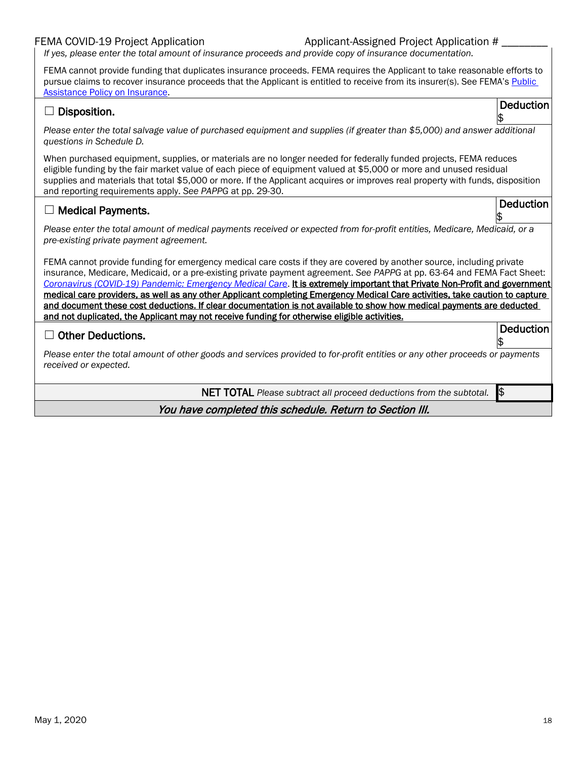*If yes, please enter the total amount of insurance proceeds and provide copy of insurance documentation.*

FEMA cannot provide funding that duplicates insurance proceeds. FEMA requires the Applicant to take reasonable efforts to pursue claims to recover insurance proceeds that the Applicant is entitled to receive from its insurer(s). See FEMA's [Public Assistance Policy on Insurance](#).

| ☐ **Disposition.** | **Deduction** $ |
|---|---|

*Please enter the total salvage value of purchased equipment and supplies (if greater than $5,000) and answer additional questions in Schedule D.*

When purchased equipment, supplies, or materials are no longer needed for federally funded projects, FEMA reduces eligible funding by the fair market value of each piece of equipment valued at $5,000 or more and unused residual supplies and materials that total $5,000 or more. If the Applicant acquires or improves real property with funds, disposition and reporting requirements apply. *See PAPPG* at pp. 29-30.

| ☐ **Medical Payments.** | **Deduction** $ |
|---|---|

*Please enter the total amount of medical payments received or expected from for-profit entities, Medicare, Medicaid, or a pre-existing private payment agreement.*

FEMA cannot provide funding for emergency medical care costs if they are covered by another source, including private insurance, Medicare, Medicaid, or a pre-existing private payment agreement. *See PAPPG* at pp. 63-64 and FEMA Fact Sheet: [*Coronavirus (COVID-19) Pandemic: Emergency Medical Care*](#). **It is extremely important that Private Non-Profit and government medical care providers, as well as any other Applicant completing Emergency Medical Care activities, take caution to capture and document these cost deductions. If clear documentation is not available to show how medical payments are deducted and not duplicated, the Applicant may not receive funding for otherwise eligible activities.**

| ☐ **Other Deductions.** | **Deduction** $ |
|---|---|

*Please enter the total amount of other goods and services provided to for-profit entities or any other proceeds or payments received or expected.*

| **NET TOTAL** *Please subtract all proceed deductions from the subtotal.* | $ |
|---|---|

***You have completed this schedule. Return to Section III.***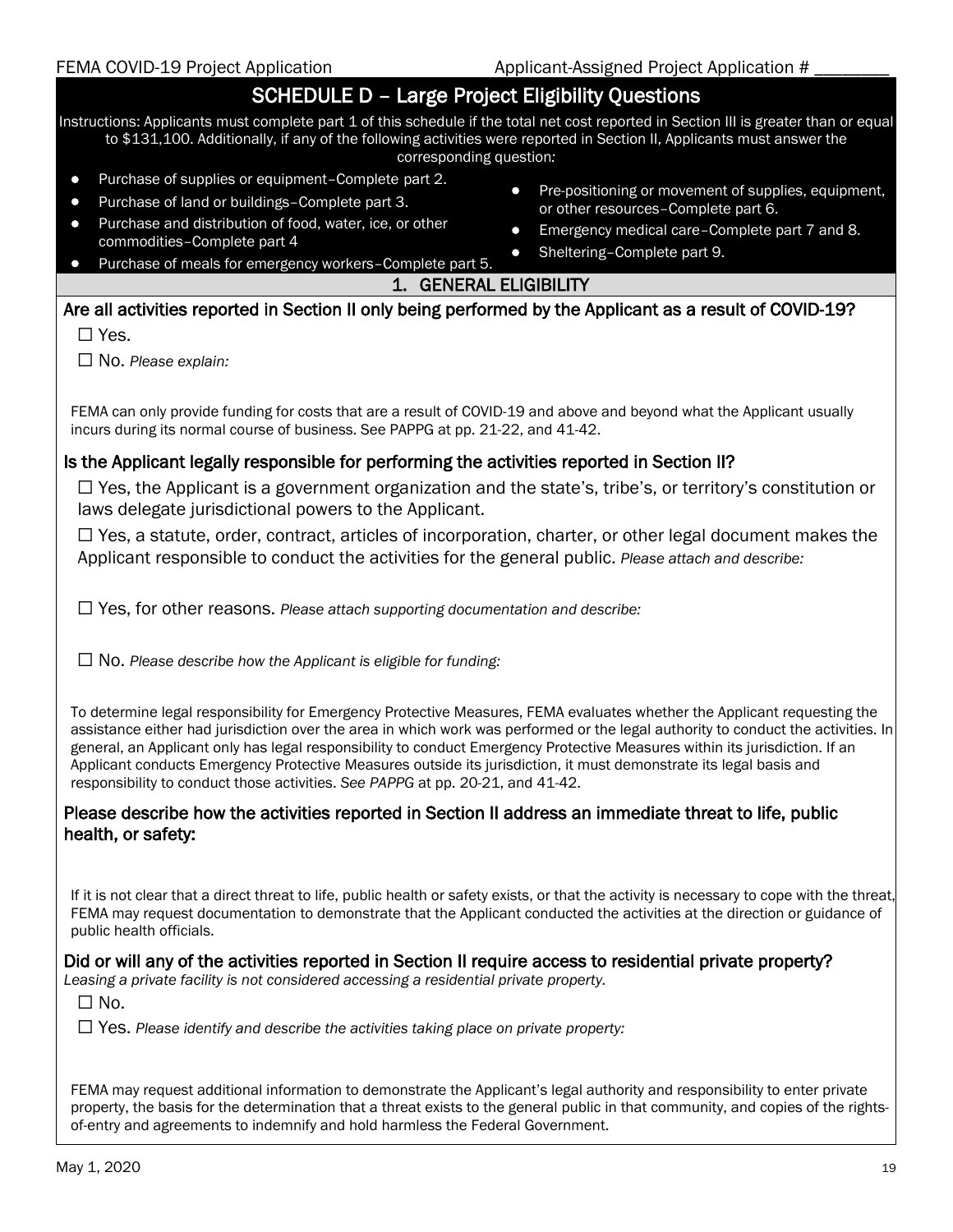## SCHEDULE D – Large Project Eligibility Questions

Instructions: Applicants must complete part 1 of this schedule if the total net cost reported in Section III is greater than or equal to $131,100. Additionally, if any of the following activities were reported in Section II, Applicants must answer the corresponding question*:*

- Purchase of supplies or equipment–Complete part 2.
- Purchase of land or buildings–Complete part 3.
- Purchase and distribution of food, water, ice, or other commodities–Complete part 4
- Purchase of meals for emergency workers–Complete part 5.
- Pre-positioning or movement of supplies, equipment, or other resources–Complete part 6.
- Emergency medical care–Complete part 7 and 8.
- Sheltering–Complete part 9.

### 1. GENERAL ELIGIBILITY

**Are all activities reported in Section II only being performed by the Applicant as a result of COVID-19?**

☐ Yes.

☐ No. *Please explain:*

FEMA can only provide funding for costs that are a result of COVID-19 and above and beyond what the Applicant usually incurs during its normal course of business. See PAPPG at pp. 21-22, and 41-42.

**Is the Applicant legally responsible for performing the activities reported in Section II?**

☐ Yes, the Applicant is a government organization and the state's, tribe's, or territory's constitution or laws delegate jurisdictional powers to the Applicant.

☐ Yes, a statute, order, contract, articles of incorporation, charter, or other legal document makes the Applicant responsible to conduct the activities for the general public. *Please attach and describe:*

☐ Yes, for other reasons. *Please attach supporting documentation and describe:*

☐ No. *Please describe how the Applicant is eligible for funding:*

To determine legal responsibility for Emergency Protective Measures, FEMA evaluates whether the Applicant requesting the assistance either had jurisdiction over the area in which work was performed or the legal authority to conduct the activities. In general, an Applicant only has legal responsibility to conduct Emergency Protective Measures within its jurisdiction. If an Applicant conducts Emergency Protective Measures outside its jurisdiction, it must demonstrate its legal basis and responsibility to conduct those activities. *See PAPPG* at pp. 20-21, and 41-42.

**Please describe how the activities reported in Section II address an immediate threat to life, public health, or safety:**

If it is not clear that a direct threat to life, public health or safety exists, or that the activity is necessary to cope with the threat, FEMA may request documentation to demonstrate that the Applicant conducted the activities at the direction or guidance of public health officials.

**Did or will any of the activities reported in Section II require access to residential private property?**

*Leasing a private facility is not considered accessing a residential private property.*

☐ No.

☐ Yes. *Please identify and describe the activities taking place on private property:*

FEMA may request additional information to demonstrate the Applicant's legal authority and responsibility to enter private property, the basis for the determination that a threat exists to the general public in that community, and copies of the rights-of-entry and agreements to indemnify and hold harmless the Federal Government.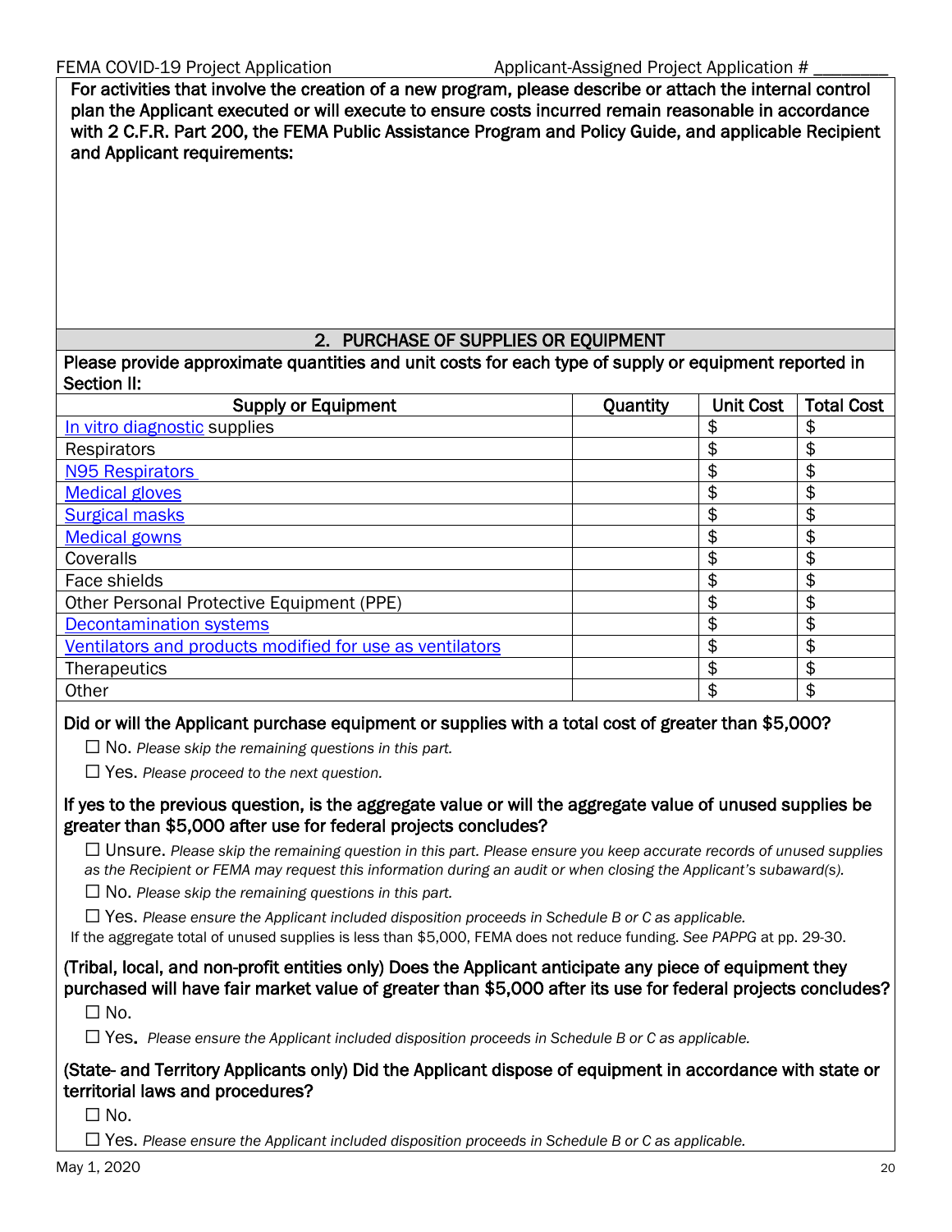For activities that involve the creation of a new program, please describe or attach the internal control plan the Applicant executed or will execute to ensure costs incurred remain reasonable in accordance with 2 C.F.R. Part 200, the FEMA Public Assistance Program and Policy Guide, and applicable Recipient and Applicant requirements:

## 2. PURCHASE OF SUPPLIES OR EQUIPMENT

Please provide approximate quantities and unit costs for each type of supply or equipment reported in Section II:

| Supply or Equipment | Quantity | Unit Cost | Total Cost |
|---|---|---|---|
| In vitro diagnostic supplies | | $ | $ |
| Respirators | | $ | $ |
| N95 Respirators | | $ | $ |
| Medical gloves | | $ | $ |
| Surgical masks | | $ | $ |
| Medical gowns | | $ | $ |
| Coveralls | | $ | $ |
| Face shields | | $ | $ |
| Other Personal Protective Equipment (PPE) | | $ | $ |
| Decontamination systems | | $ | $ |
| Ventilators and products modified for use as ventilators | | $ | $ |
| Therapeutics | | $ | $ |
| Other | | $ | $ |

**Did or will the Applicant purchase equipment or supplies with a total cost of greater than $5,000?**

☐ No. *Please skip the remaining questions in this part.*

☐ Yes. *Please proceed to the next question.*

**If yes to the previous question, is the aggregate value or will the aggregate value of unused supplies be greater than $5,000 after use for federal projects concludes?**

☐ Unsure. *Please skip the remaining question in this part. Please ensure you keep accurate records of unused supplies as the Recipient or FEMA may request this information during an audit or when closing the Applicant's subaward(s).*

☐ No. *Please skip the remaining questions in this part.*

☐ Yes. *Please ensure the Applicant included disposition proceeds in Schedule B or C as applicable.*

If the aggregate total of unused supplies is less than $5,000, FEMA does not reduce funding. *See PAPPG* at pp. 29-30.

**(Tribal, local, and non-profit entities only) Does the Applicant anticipate any piece of equipment they purchased will have fair market value of greater than $5,000 after its use for federal projects concludes?**

☐ No.

☐ Yes. *Please ensure the Applicant included disposition proceeds in Schedule B or C as applicable.*

**(State- and Territory Applicants only) Did the Applicant dispose of equipment in accordance with state or territorial laws and procedures?**

☐ No.

☐ Yes. *Please ensure the Applicant included disposition proceeds in Schedule B or C as applicable.*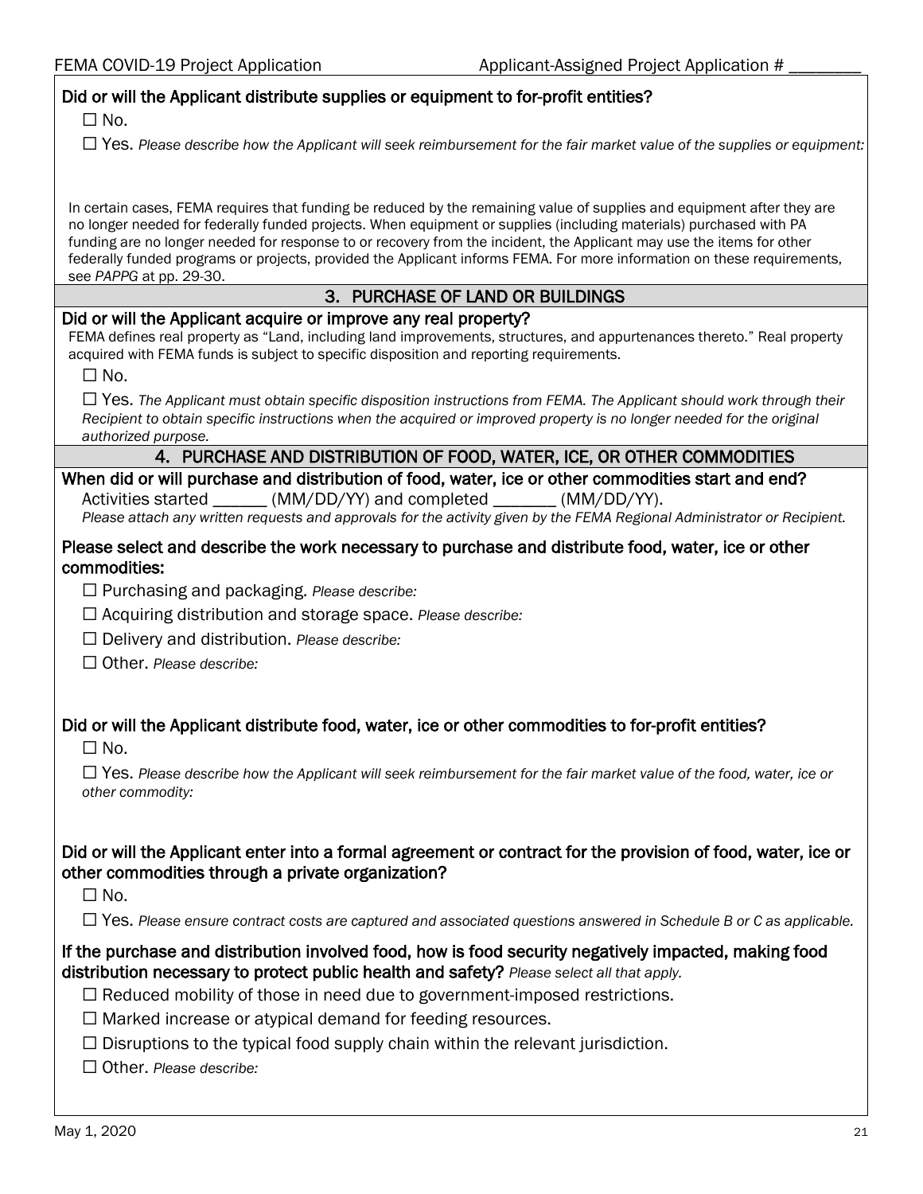**Did or will the Applicant distribute supplies or equipment to for-profit entities?**

☐ No.

☐ Yes. *Please describe how the Applicant will seek reimbursement for the fair market value of the supplies or equipment:*

In certain cases, FEMA requires that funding be reduced by the remaining value of supplies and equipment after they are no longer needed for federally funded projects. When equipment or supplies (including materials) purchased with PA funding are no longer needed for response to or recovery from the incident, the Applicant may use the items for other federally funded programs or projects, provided the Applicant informs FEMA. For more information on these requirements, see *PAPPG* at pp. 29-30.

## 3. PURCHASE OF LAND OR BUILDINGS

**Did or will the Applicant acquire or improve any real property?**

FEMA defines real property as "Land, including land improvements, structures, and appurtenances thereto." Real property acquired with FEMA funds is subject to specific disposition and reporting requirements.

☐ No.

☐ Yes. *The Applicant must obtain specific disposition instructions from FEMA. The Applicant should work through their Recipient to obtain specific instructions when the acquired or improved property is no longer needed for the original authorized purpose.*

## 4. PURCHASE AND DISTRIBUTION OF FOOD, WATER, ICE, OR OTHER COMMODITIES

**When did or will purchase and distribution of food, water, ice or other commodities start and end?**

Activities started ______ (MM/DD/YY) and completed _______ (MM/DD/YY).

*Please attach any written requests and approvals for the activity given by the FEMA Regional Administrator or Recipient.*

**Please select and describe the work necessary to purchase and distribute food, water, ice or other commodities:**

☐ Purchasing and packaging. *Please describe:*

☐ Acquiring distribution and storage space. *Please describe:*

☐ Delivery and distribution. *Please describe:*

☐ Other. *Please describe:*

**Did or will the Applicant distribute food, water, ice or other commodities to for-profit entities?**

☐ No.

☐ Yes. *Please describe how the Applicant will seek reimbursement for the fair market value of the food, water, ice or other commodity:*

**Did or will the Applicant enter into a formal agreement or contract for the provision of food, water, ice or other commodities through a private organization?**

☐ No.

☐ Yes. *Please ensure contract costs are captured and associated questions answered in Schedule B or C as applicable.*

**If the purchase and distribution involved food, how is food security negatively impacted, making food distribution necessary to protect public health and safety?** *Please select all that apply.*

☐ Reduced mobility of those in need due to government-imposed restrictions.

☐ Marked increase or atypical demand for feeding resources.

☐ Disruptions to the typical food supply chain within the relevant jurisdiction.

☐ Other. *Please describe:*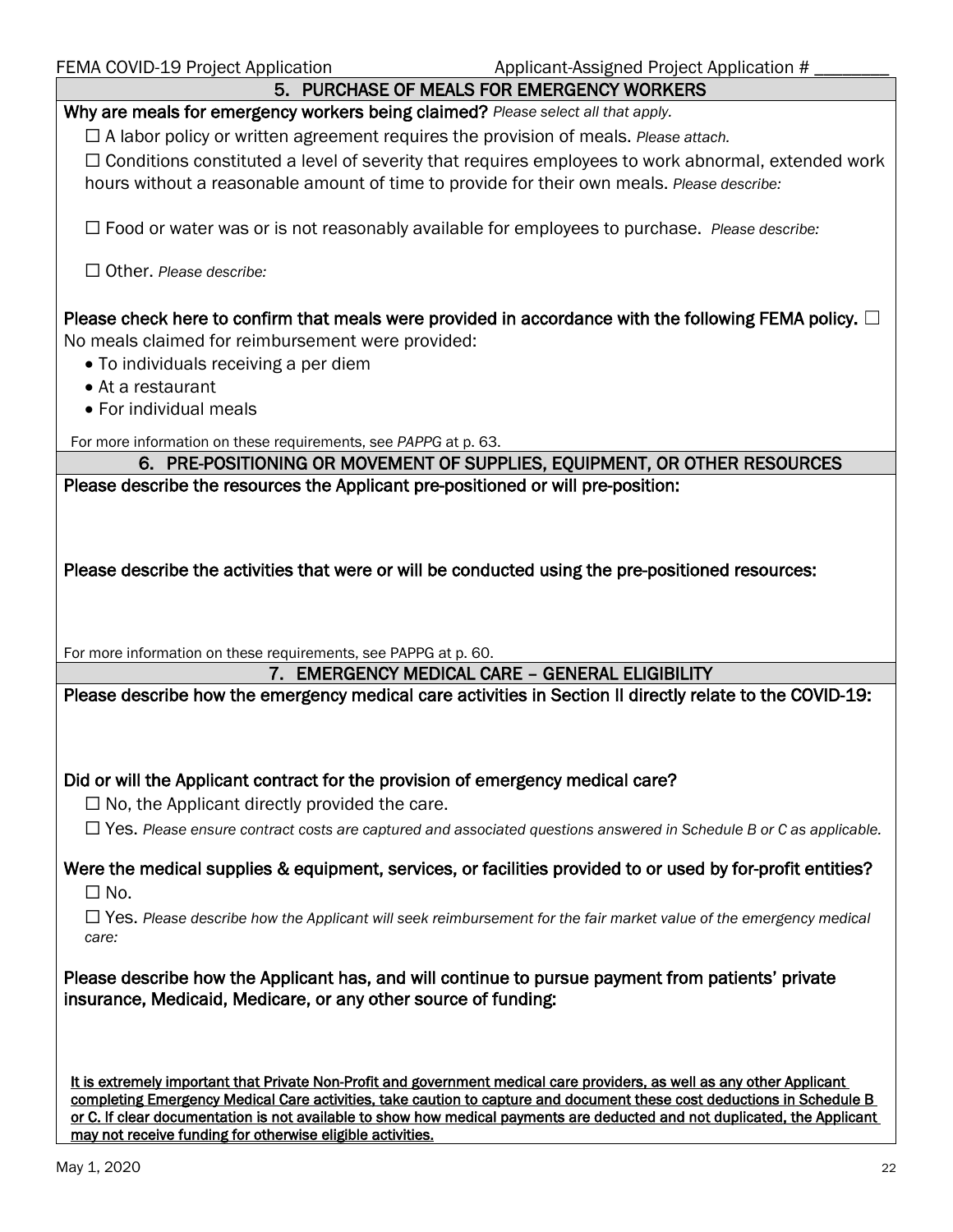## 5. PURCHASE OF MEALS FOR EMERGENCY WORKERS

**Why are meals for emergency workers being claimed?** *Please select all that apply.*

☐ A labor policy or written agreement requires the provision of meals. *Please attach.*

☐ Conditions constituted a level of severity that requires employees to work abnormal, extended work hours without a reasonable amount of time to provide for their own meals. *Please describe:*

☐ Food or water was or is not reasonably available for employees to purchase. *Please describe:*

☐ Other. *Please describe:*

**Please check here to confirm that meals were provided in accordance with the following FEMA policy.** ☐
No meals claimed for reimbursement were provided:

- To individuals receiving a per diem
- At a restaurant
- For individual meals

For more information on these requirements, see *PAPPG* at p. 63.

## 6. PRE-POSITIONING OR MOVEMENT OF SUPPLIES, EQUIPMENT, OR OTHER RESOURCES

**Please describe the resources the Applicant pre-positioned or will pre-position:**

**Please describe the activities that were or will be conducted using the pre-positioned resources:**

For more information on these requirements, see PAPPG at p. 60.

## 7. EMERGENCY MEDICAL CARE – GENERAL ELIGIBILITY

**Please describe how the emergency medical care activities in Section II directly relate to the COVID-19:**

**Did or will the Applicant contract for the provision of emergency medical care?**

☐ No, the Applicant directly provided the care.

☐ Yes. *Please ensure contract costs are captured and associated questions answered in Schedule B or C as applicable.*

**Were the medical supplies & equipment, services, or facilities provided to or used by for-profit entities?**

☐ No.

☐ Yes. *Please describe how the Applicant will seek reimbursement for the fair market value of the emergency medical care:*

**Please describe how the Applicant has, and will continue to pursue payment from patients' private insurance, Medicaid, Medicare, or any other source of funding:**

**It is extremely important that Private Non-Profit and government medical care providers, as well as any other Applicant completing Emergency Medical Care activities, take caution to capture and document these cost deductions in Schedule B or C. If clear documentation is not available to show how medical payments are deducted and not duplicated, the Applicant may not receive funding for otherwise eligible activities.**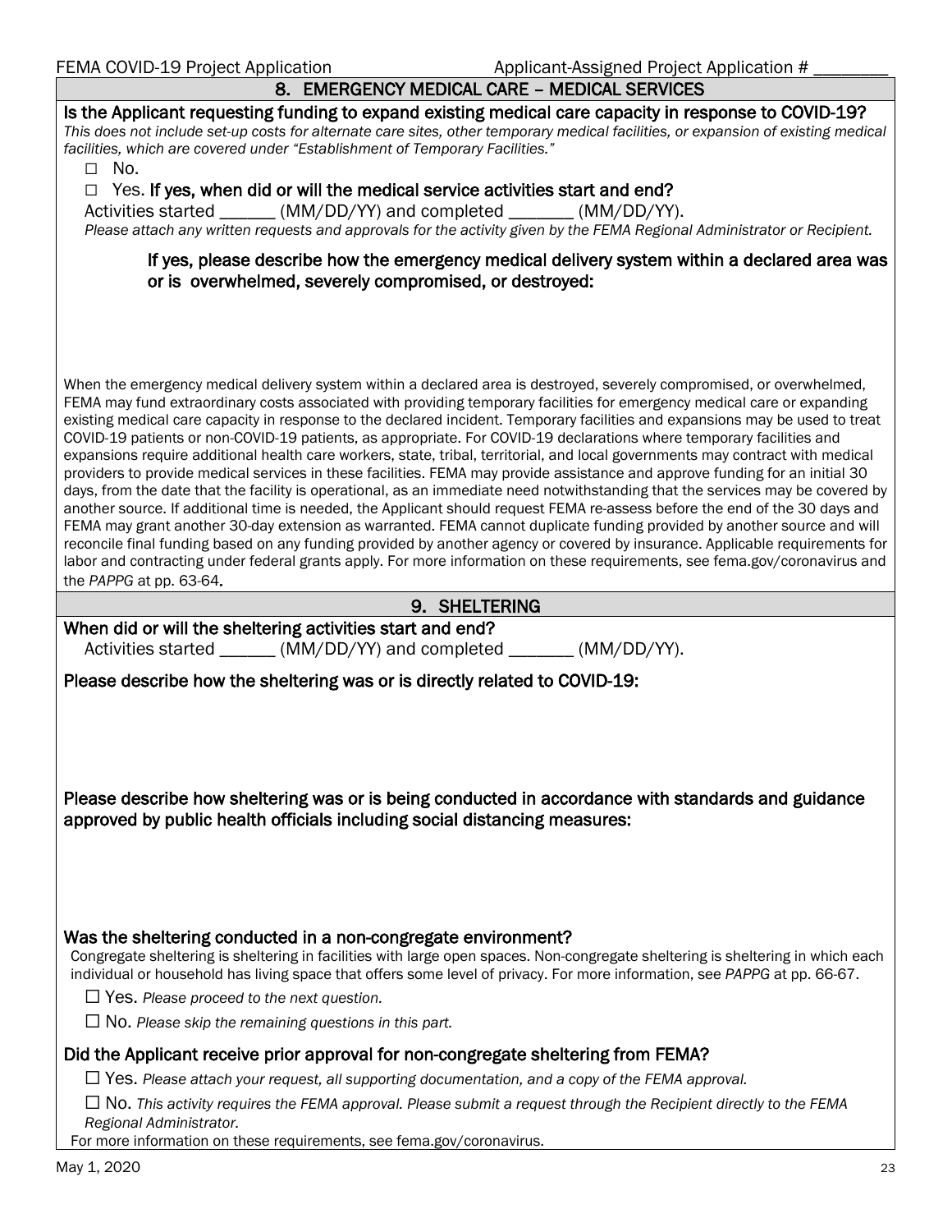## 8. EMERGENCY MEDICAL CARE – MEDICAL SERVICES

**Is the Applicant requesting funding to expand existing medical care capacity in response to COVID-19?**

*This does not include set-up costs for alternate care sites, other temporary medical facilities, or expansion of existing medical facilities, which are covered under "Establishment of Temporary Facilities."*

☐ No.

☐ Yes. **If yes, when did or will the medical service activities start and end?**

Activities started ______ (MM/DD/YY) and completed _______ (MM/DD/YY).

*Please attach any written requests and approvals for the activity given by the FEMA Regional Administrator or Recipient.*

**If yes, please describe how the emergency medical delivery system within a declared area was or is overwhelmed, severely compromised, or destroyed:**

When the emergency medical delivery system within a declared area is destroyed, severely compromised, or overwhelmed, FEMA may fund extraordinary costs associated with providing temporary facilities for emergency medical care or expanding existing medical care capacity in response to the declared incident. Temporary facilities and expansions may be used to treat COVID-19 patients or non-COVID-19 patients, as appropriate. For COVID-19 declarations where temporary facilities and expansions require additional health care workers, state, tribal, territorial, and local governments may contract with medical providers to provide medical services in these facilities. FEMA may provide assistance and approve funding for an initial 30 days, from the date that the facility is operational, as an immediate need notwithstanding that the services may be covered by another source. If additional time is needed, the Applicant should request FEMA re-assess before the end of the 30 days and FEMA may grant another 30-day extension as warranted. FEMA cannot duplicate funding provided by another source and will reconcile final funding based on any funding provided by another agency or covered by insurance. Applicable requirements for labor and contracting under federal grants apply. For more information on these requirements, see fema.gov/coronavirus and the *PAPPG* at pp. 63-64.

## 9. SHELTERING

**When did or will the sheltering activities start and end?**

Activities started ______ (MM/DD/YY) and completed _______ (MM/DD/YY).

**Please describe how the sheltering was or is directly related to COVID-19:**

**Please describe how sheltering was or is being conducted in accordance with standards and guidance approved by public health officials including social distancing measures:**

**Was the sheltering conducted in a non-congregate environment?**

Congregate sheltering is sheltering in facilities with large open spaces. Non-congregate sheltering is sheltering in which each individual or household has living space that offers some level of privacy. For more information, see *PAPPG* at pp. 66-67.

☐ Yes. *Please proceed to the next question.*

☐ No. *Please skip the remaining questions in this part.*

**Did the Applicant receive prior approval for non-congregate sheltering from FEMA?**

☐ Yes. *Please attach your request, all supporting documentation, and a copy of the FEMA approval.*

☐ No. *This activity requires the FEMA approval. Please submit a request through the Recipient directly to the FEMA Regional Administrator.*

For more information on these requirements, see fema.gov/coronavirus.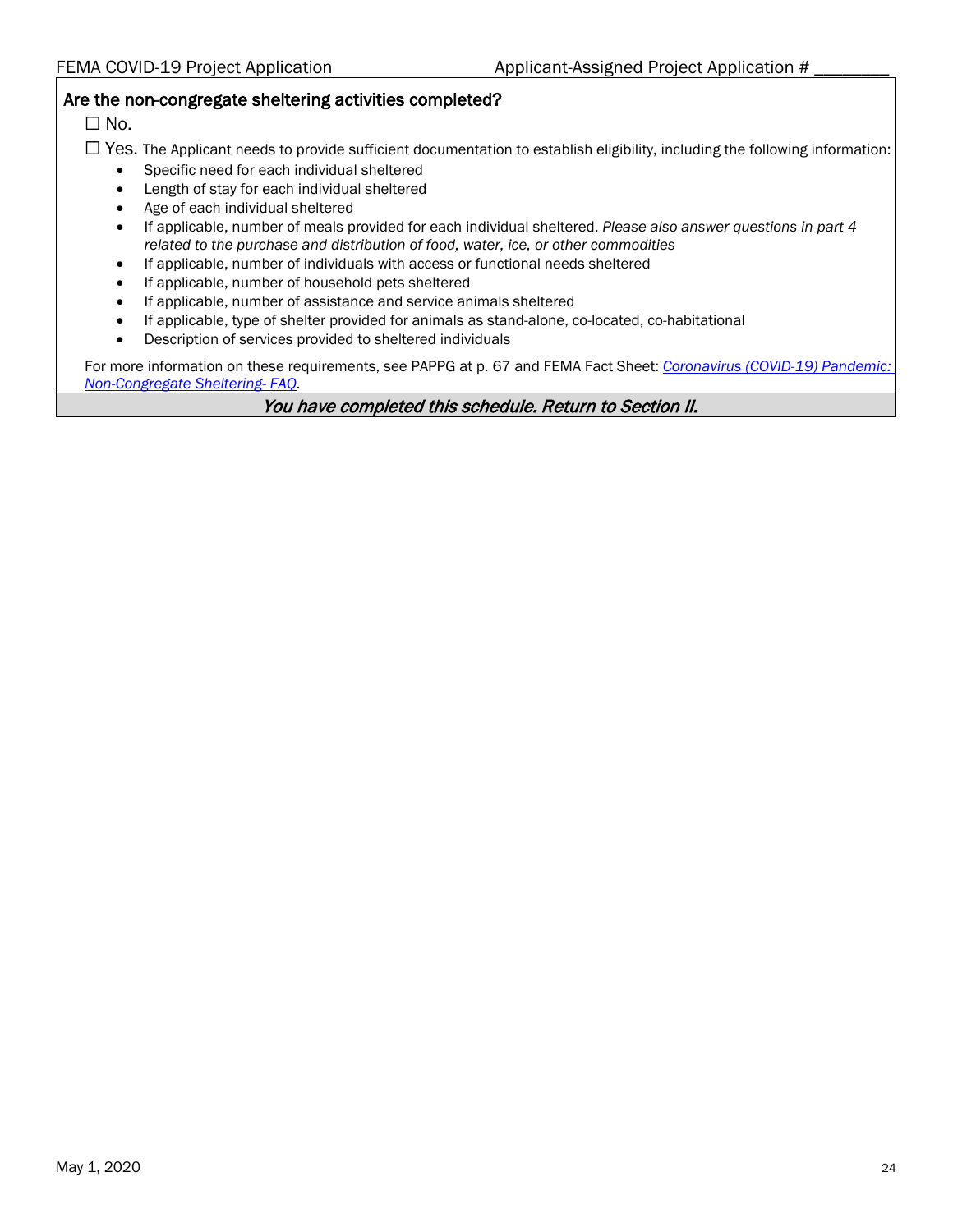**Are the non-congregate sheltering activities completed?**

☐ No.

☐ Yes. The Applicant needs to provide sufficient documentation to establish eligibility, including the following information:

- Specific need for each individual sheltered
- Length of stay for each individual sheltered
- Age of each individual sheltered
- If applicable, number of meals provided for each individual sheltered. *Please also answer questions in part 4 related to the purchase and distribution of food, water, ice, or other commodities*
- If applicable, number of individuals with access or functional needs sheltered
- If applicable, number of household pets sheltered
- If applicable, number of assistance and service animals sheltered
- If applicable, type of shelter provided for animals as stand-alone, co-located, co-habitational
- Description of services provided to sheltered individuals

For more information on these requirements, see PAPPG at p. 67 and FEMA Fact Sheet: *Coronavirus (COVID-19) Pandemic: Non-Congregate Sheltering- FAQ*.

***You have completed this schedule. Return to Section II.***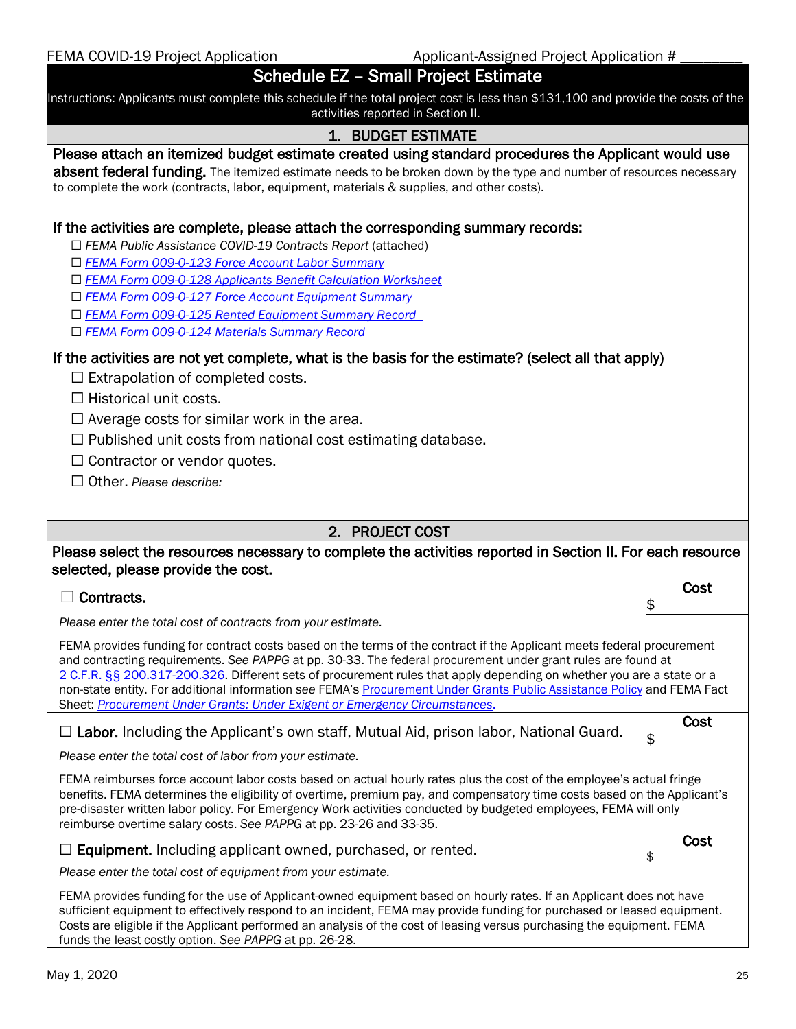FEMA COVID-19 Project Application — Applicant-Assigned Project Application # ________

# Schedule EZ – Small Project Estimate

Instructions: Applicants must complete this schedule if the total project cost is less than $131,100 and provide the costs of the activities reported in Section II.

## 1. BUDGET ESTIMATE

**Please attach an itemized budget estimate created using standard procedures the Applicant would use absent federal funding.** The itemized estimate needs to be broken down by the type and number of resources necessary to complete the work (contracts, labor, equipment, materials & supplies, and other costs).

**If the activities are complete, please attach the corresponding summary records:**

☐ *FEMA Public Assistance COVID-19 Contracts Report* (attached)
☐ *FEMA Form 009-0-123 Force Account Labor Summary*
☐ *FEMA Form 009-0-128 Applicants Benefit Calculation Worksheet*
☐ *FEMA Form 009-0-127 Force Account Equipment Summary*
☐ *FEMA Form 009-0-125 Rented Equipment Summary Record*
☐ *FEMA Form 009-0-124 Materials Summary Record*

**If the activities are not yet complete, what is the basis for the estimate? (select all that apply)**

☐ Extrapolation of completed costs.
☐ Historical unit costs.
☐ Average costs for similar work in the area.
☐ Published unit costs from national cost estimating database.
☐ Contractor or vendor quotes.
☐ Other. *Please describe:*

## 2. PROJECT COST

**Please select the resources necessary to complete the activities reported in Section II. For each resource selected, please provide the cost.**

| | Cost |
|---|---|
| ☐ **Contracts.** | $ |

*Please enter the total cost of contracts from your estimate.*

FEMA provides funding for contract costs based on the terms of the contract if the Applicant meets federal procurement and contracting requirements. *See PAPPG* at pp. 30-33. The federal procurement under grant rules are found at 2 C.F.R. §§ 200.317-200.326. Different sets of procurement rules that apply depending on whether you are a state or a non-state entity. For additional information *see* FEMA's Procurement Under Grants Public Assistance Policy and FEMA Fact Sheet: *Procurement Under Grants: Under Exigent or Emergency Circumstances*.

| | Cost |
|---|---|
| ☐ **Labor.** Including the Applicant's own staff, Mutual Aid, prison labor, National Guard. | $ |

*Please enter the total cost of labor from your estimate.*

FEMA reimburses force account labor costs based on actual hourly rates plus the cost of the employee's actual fringe benefits. FEMA determines the eligibility of overtime, premium pay, and compensatory time costs based on the Applicant's pre-disaster written labor policy. For Emergency Work activities conducted by budgeted employees, FEMA will only reimburse overtime salary costs. *See PAPPG* at pp. 23-26 and 33-35.

| | Cost |
|---|---|
| ☐ **Equipment.** Including applicant owned, purchased, or rented. | $ |

*Please enter the total cost of equipment from your estimate.*

FEMA provides funding for the use of Applicant-owned equipment based on hourly rates. If an Applicant does not have sufficient equipment to effectively respond to an incident, FEMA may provide funding for purchased or leased equipment. Costs are eligible if the Applicant performed an analysis of the cost of leasing versus purchasing the equipment. FEMA funds the least costly option. *See PAPPG* at pp. 26-28.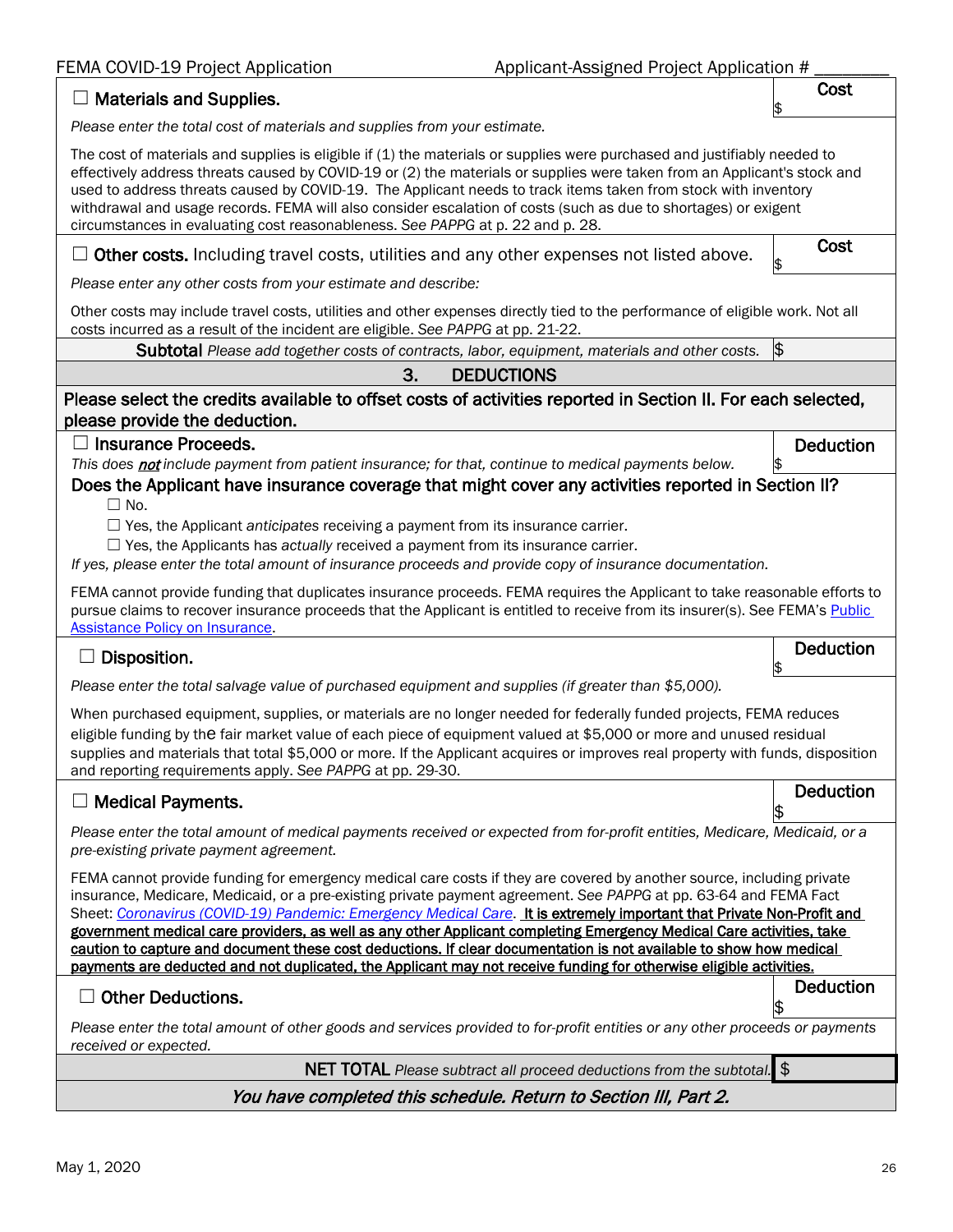☐ **Materials and Supplies.** — **Cost** $

*Please enter the total cost of materials and supplies from your estimate.*

The cost of materials and supplies is eligible if (1) the materials or supplies were purchased and justifiably needed to effectively address threats caused by COVID-19 or (2) the materials or supplies were taken from an Applicant's stock and used to address threats caused by COVID-19. The Applicant needs to track items taken from stock with inventory withdrawal and usage records. FEMA will also consider escalation of costs (such as due to shortages) or exigent circumstances in evaluating cost reasonableness. *See PAPPG* at p. 22 and p. 28.

☐ **Other costs.** Including travel costs, utilities and any other expenses not listed above. — **Cost** $

*Please enter any other costs from your estimate and describe:*

Other costs may include travel costs, utilities and other expenses directly tied to the performance of eligible work. Not all costs incurred as a result of the incident are eligible. *See PAPPG* at pp. 21-22.

**Subtotal** *Please add together costs of contracts, labor, equipment, materials and other costs.* $

## 3. DEDUCTIONS

**Please select the credits available to offset costs of activities reported in Section II. For each selected, please provide the deduction.**

☐ **Insurance Proceeds.** — **Deduction** $

*This does **not** include payment from patient insurance; for that, continue to medical payments below.*

**Does the Applicant have insurance coverage that might cover any activities reported in Section II?**

☐ No.

☐ Yes, the Applicant *anticipates* receiving a payment from its insurance carrier.

☐ Yes, the Applicants has *actually* received a payment from its insurance carrier.

*If yes, please enter the total amount of insurance proceeds and provide copy of insurance documentation.*

FEMA cannot provide funding that duplicates insurance proceeds. FEMA requires the Applicant to take reasonable efforts to pursue claims to recover insurance proceeds that the Applicant is entitled to receive from its insurer(s). See FEMA's Public Assistance Policy on Insurance.

☐ **Disposition.** — **Deduction** $

*Please enter the total salvage value of purchased equipment and supplies (if greater than $5,000).*

When purchased equipment, supplies, or materials are no longer needed for federally funded projects, FEMA reduces eligible funding by the fair market value of each piece of equipment valued at $5,000 or more and unused residual supplies and materials that total $5,000 or more. If the Applicant acquires or improves real property with funds, disposition and reporting requirements apply. *See PAPPG* at pp. 29-30.

☐ **Medical Payments.** — **Deduction** $

*Please enter the total amount of medical payments received or expected from for-profit entities, Medicare, Medicaid, or a pre-existing private payment agreement.*

FEMA cannot provide funding for emergency medical care costs if they are covered by another source, including private insurance, Medicare, Medicaid, or a pre-existing private payment agreement. *See PAPPG* at pp. 63-64 and FEMA Fact Sheet: *Coronavirus (COVID-19) Pandemic: Emergency Medical Care*. **It is extremely important that Private Non-Profit and government medical care providers, as well as any other Applicant completing Emergency Medical Care activities, take caution to capture and document these cost deductions. If clear documentation is not available to show how medical payments are deducted and not duplicated, the Applicant may not receive funding for otherwise eligible activities.**

☐ **Other Deductions.** — **Deduction** $

*Please enter the total amount of other goods and services provided to for-profit entities or any other proceeds or payments received or expected.*

**NET TOTAL** *Please subtract all proceed deductions from the subtotal.* $

***You have completed this schedule. Return to Section III, Part 2.***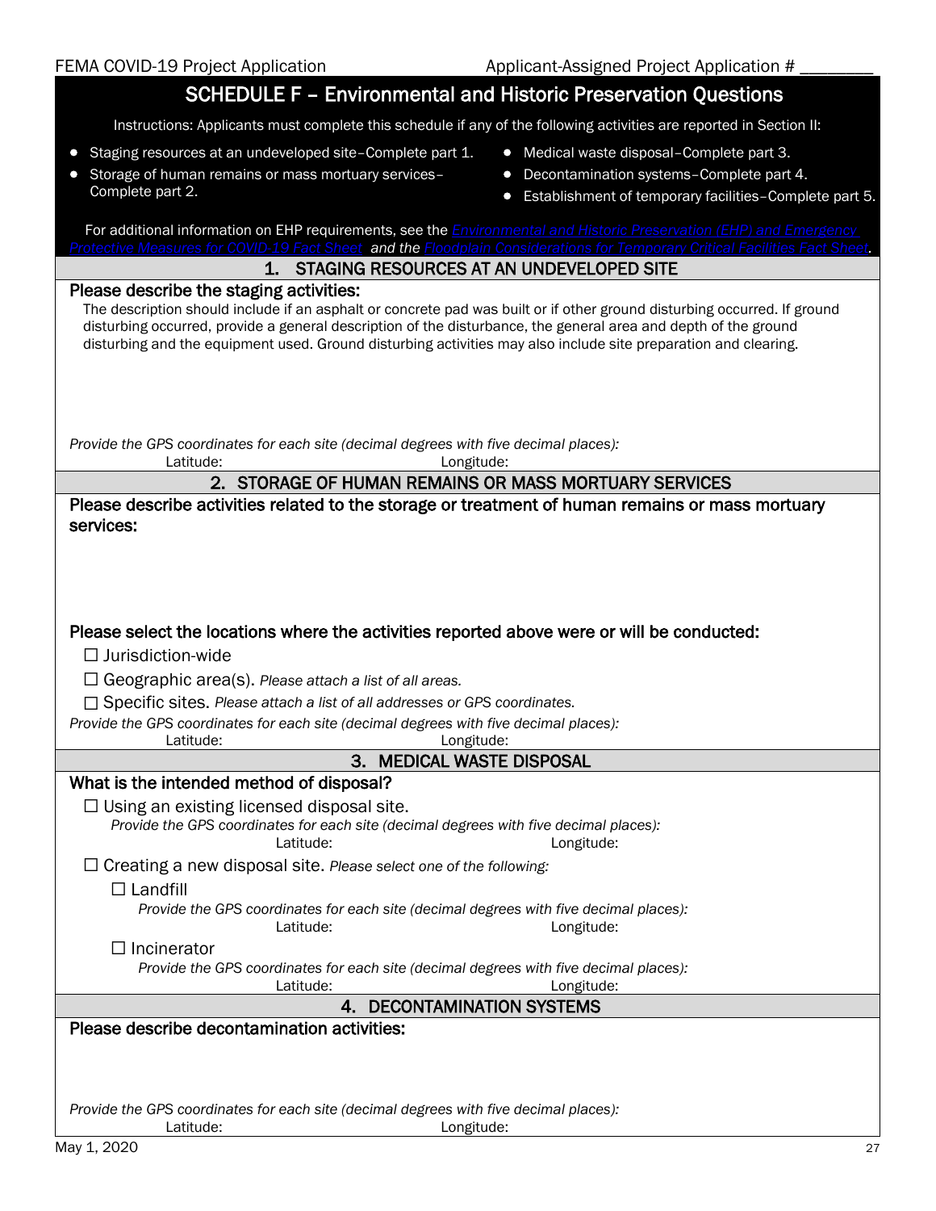Applicant-Assigned Project Application # ________

# SCHEDULE F – Environmental and Historic Preservation Questions

Instructions: Applicants must complete this schedule if any of the following activities are reported in Section II:

- Staging resources at an undeveloped site–Complete part 1.
- Storage of human remains or mass mortuary services–Complete part 2.
- Medical waste disposal–Complete part 3.
- Decontamination systems–Complete part 4.
- Establishment of temporary facilities–Complete part 5.

For additional information on EHP requirements, see the *Environmental and Historic Preservation (EHP) and Emergency Protective Measures for COVID-19 Fact Sheet* and the *Floodplain Considerations for Temporary Critical Facilities Fact Sheet*.

## 1. STAGING RESOURCES AT AN UNDEVELOPED SITE

**Please describe the staging activities:**

The description should include if an asphalt or concrete pad was built or if other ground disturbing occurred. If ground disturbing occurred, provide a general description of the disturbance, the general area and depth of the ground disturbing and the equipment used. Ground disturbing activities may also include site preparation and clearing.

*Provide the GPS coordinates for each site (decimal degrees with five decimal places):*

Latitude: Longitude:

## 2. STORAGE OF HUMAN REMAINS OR MASS MORTUARY SERVICES

**Please describe activities related to the storage or treatment of human remains or mass mortuary services:**

**Please select the locations where the activities reported above were or will be conducted:**

☐ Jurisdiction-wide

☐ Geographic area(s). *Please attach a list of all areas.*

☐ Specific sites. *Please attach a list of all addresses or GPS coordinates.*

*Provide the GPS coordinates for each site (decimal degrees with five decimal places):*

Latitude: Longitude:

## 3. MEDICAL WASTE DISPOSAL

**What is the intended method of disposal?**

☐ Using an existing licensed disposal site.

*Provide the GPS coordinates for each site (decimal degrees with five decimal places):*

Latitude: Longitude:

☐ Creating a new disposal site. *Please select one of the following:*

☐ Landfill

*Provide the GPS coordinates for each site (decimal degrees with five decimal places):*

Latitude: Longitude:

☐ Incinerator

*Provide the GPS coordinates for each site (decimal degrees with five decimal places):*

Latitude: Longitude:

## 4. DECONTAMINATION SYSTEMS

**Please describe decontamination activities:**

*Provide the GPS coordinates for each site (decimal degrees with five decimal places):*

Latitude: Longitude: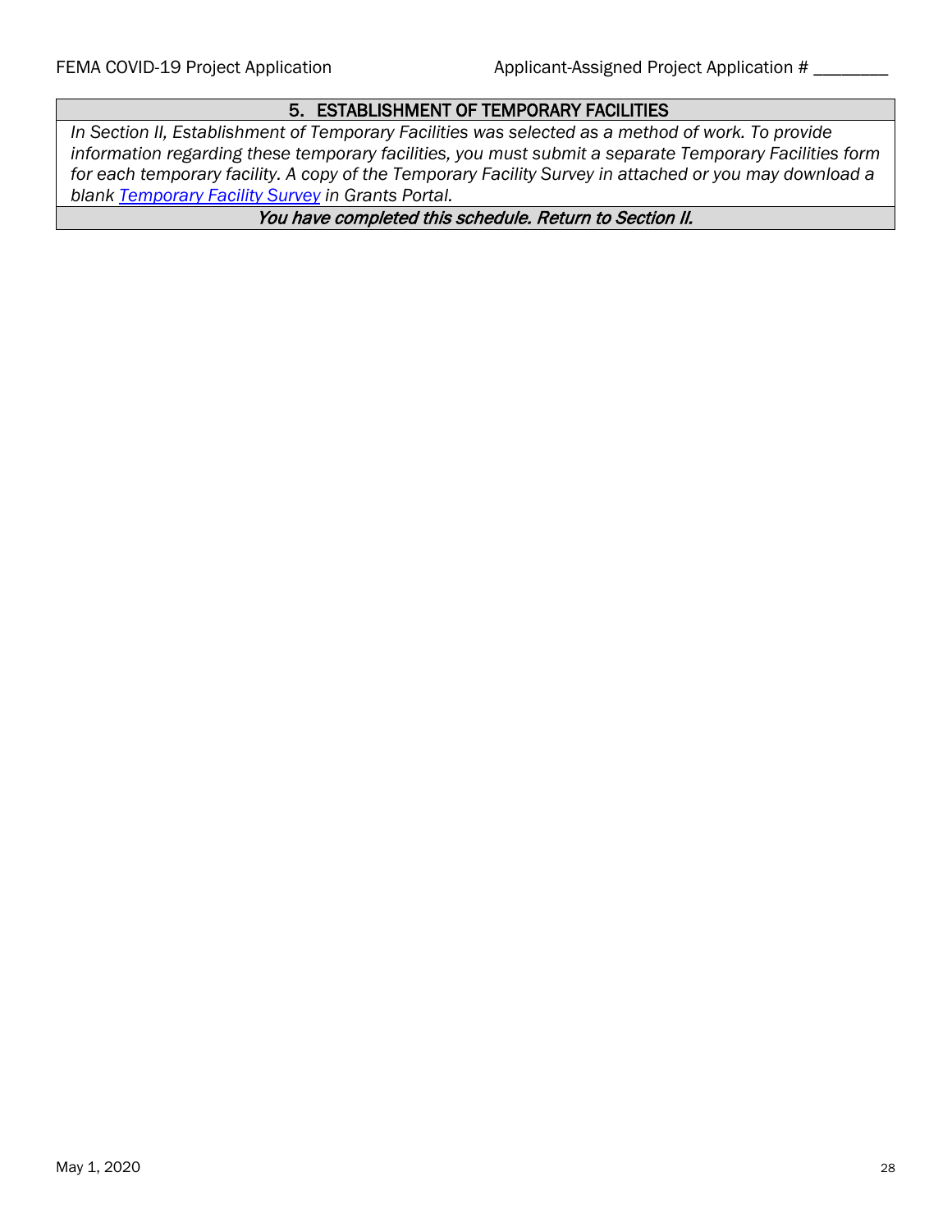## 5. ESTABLISHMENT OF TEMPORARY FACILITIES

*In Section II, Establishment of Temporary Facilities was selected as a method of work. To provide information regarding these temporary facilities, you must submit a separate Temporary Facilities form for each temporary facility. A copy of the Temporary Facility Survey in attached or you may download a blank [Temporary Facility Survey](#) in Grants Portal.*

***You have completed this schedule. Return to Section II.***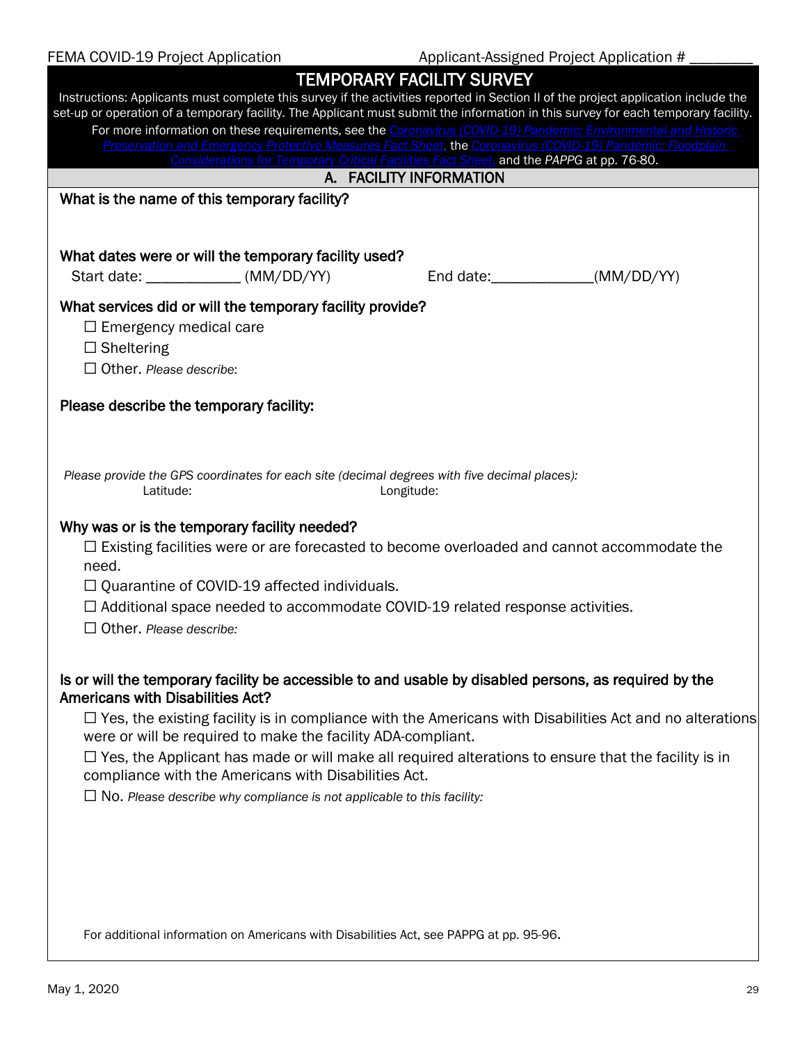# TEMPORARY FACILITY SURVEY

Instructions: Applicants must complete this survey if the activities reported in Section II of the project application include the set-up or operation of a temporary facility. The Applicant must submit the information in this survey for each temporary facility. For more information on these requirements, see the Coronavirus (COVID-19) Pandemic: Environmental and Historic Preservation and Emergency Protective Measures Fact Sheet, the Coronavirus (COVID-19) Pandemic: Floodplain Considerations for Temporary Critical Facilities Fact Sheet, and the *PAPPG* at pp. 76-80.

## A. FACILITY INFORMATION

**What is the name of this temporary facility?**

**What dates were or will the temporary facility used?**

Start date: ____________ (MM/DD/YY) End date:_____________(MM/DD/YY)

**What services did or will the temporary facility provide?**

☐ Emergency medical care

☐ Sheltering

☐ Other. *Please describe*:

**Please describe the temporary facility:**

*Please provide the GPS coordinates for each site (decimal degrees with five decimal places):*

Latitude: Longitude:

**Why was or is the temporary facility needed?**

☐ Existing facilities were or are forecasted to become overloaded and cannot accommodate the need.

☐ Quarantine of COVID-19 affected individuals.

☐ Additional space needed to accommodate COVID-19 related response activities.

☐ Other. *Please describe:*

**Is or will the temporary facility be accessible to and usable by disabled persons, as required by the Americans with Disabilities Act?**

☐ Yes, the existing facility is in compliance with the Americans with Disabilities Act and no alterations were or will be required to make the facility ADA-compliant.

☐ Yes, the Applicant has made or will make all required alterations to ensure that the facility is in compliance with the Americans with Disabilities Act.

☐ No. *Please describe why compliance is not applicable to this facility:*

For additional information on Americans with Disabilities Act, see PAPPG at pp. 95-96.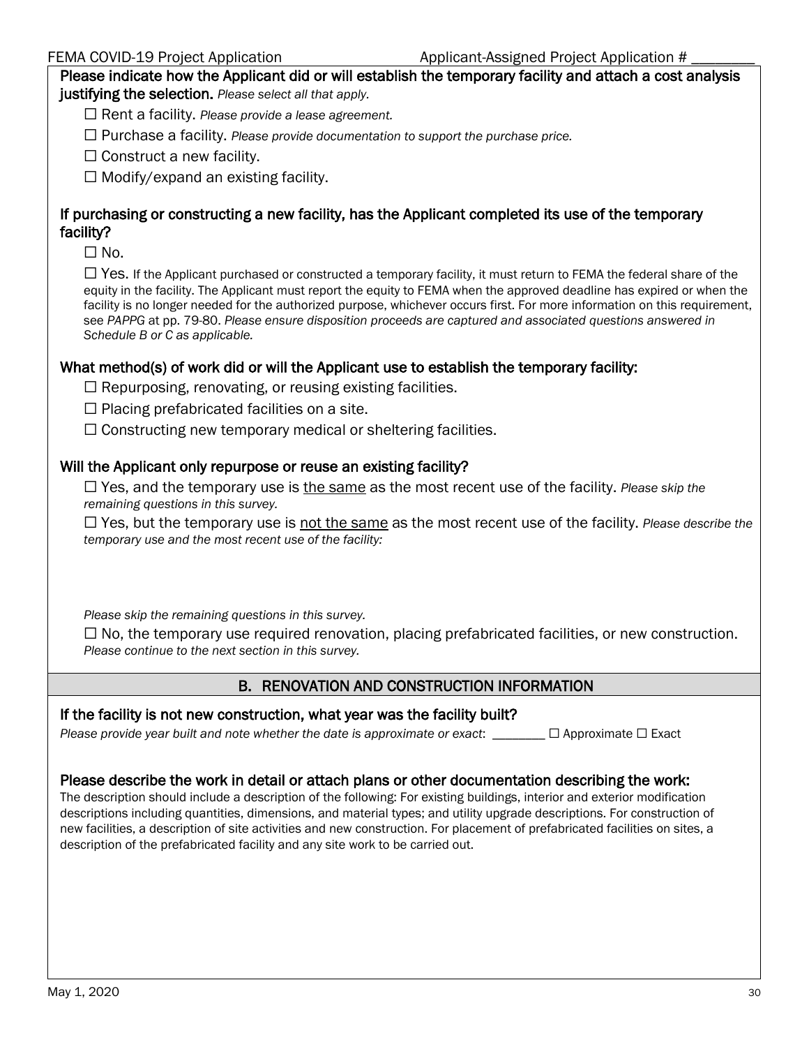**Please indicate how the Applicant did or will establish the temporary facility and attach a cost analysis justifying the selection.** *Please select all that apply.*

☐ Rent a facility. *Please provide a lease agreement.*

☐ Purchase a facility. *Please provide documentation to support the purchase price.*

☐ Construct a new facility.

☐ Modify/expand an existing facility.

**If purchasing or constructing a new facility, has the Applicant completed its use of the temporary facility?**

☐ No.

☐ Yes. If the Applicant purchased or constructed a temporary facility, it must return to FEMA the federal share of the equity in the facility. The Applicant must report the equity to FEMA when the approved deadline has expired or when the facility is no longer needed for the authorized purpose, whichever occurs first. For more information on this requirement, see *PAPPG* at pp. 79-80. *Please ensure disposition proceeds are captured and associated questions answered in Schedule B or C as applicable.*

**What method(s) of work did or will the Applicant use to establish the temporary facility:**

☐ Repurposing, renovating, or reusing existing facilities.

☐ Placing prefabricated facilities on a site.

☐ Constructing new temporary medical or sheltering facilities.

**Will the Applicant only repurpose or reuse an existing facility?**

☐ Yes, and the temporary use is <u>the same</u> as the most recent use of the facility. *Please skip the remaining questions in this survey.*

☐ Yes, but the temporary use is <u>not the same</u> as the most recent use of the facility. *Please describe the temporary use and the most recent use of the facility:*

*Please skip the remaining questions in this survey.*

☐ No, the temporary use required renovation, placing prefabricated facilities, or new construction. *Please continue to the next section in this survey.*

## B. RENOVATION AND CONSTRUCTION INFORMATION

**If the facility is not new construction, what year was the facility built?**

*Please provide year built and note whether the date is approximate or exact*: ________ ☐ Approximate ☐ Exact

**Please describe the work in detail or attach plans or other documentation describing the work:**

The description should include a description of the following: For existing buildings, interior and exterior modification descriptions including quantities, dimensions, and material types; and utility upgrade descriptions. For construction of new facilities, a description of site activities and new construction. For placement of prefabricated facilities on sites, a description of the prefabricated facility and any site work to be carried out.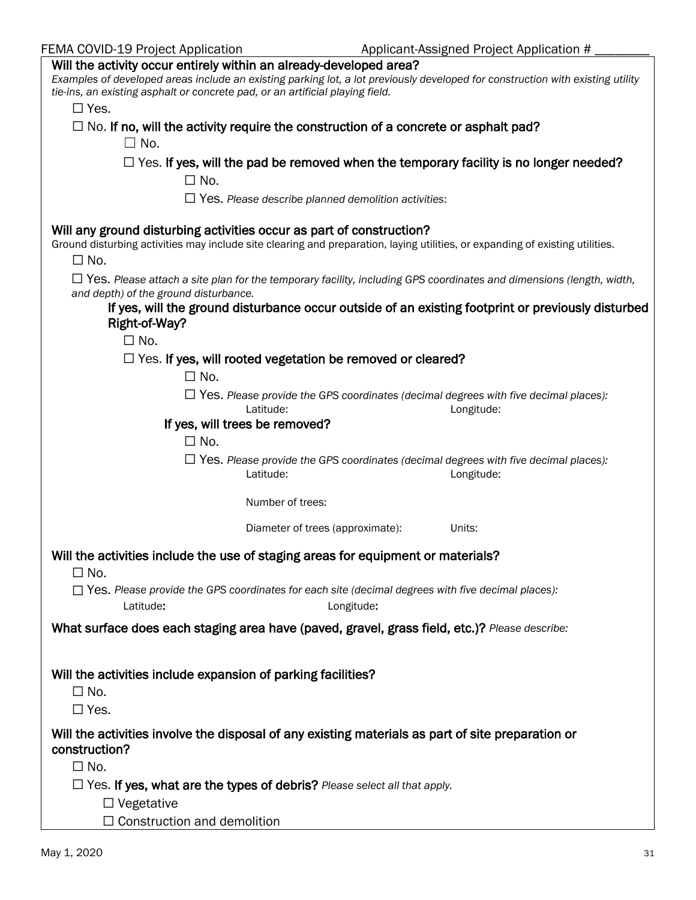**Will the activity occur entirely within an already-developed area?**

*Examples of developed areas include an existing parking lot, a lot previously developed for construction with existing utility tie-ins, an existing asphalt or concrete pad, or an artificial playing field.*

☐ Yes.

☐ No. **If no, will the activity require the construction of a concrete or asphalt pad?**

   ☐ No.

   ☐ Yes. **If yes, will the pad be removed when the temporary facility is no longer needed?**

      ☐ No.

      ☐ Yes. *Please describe planned demolition activities*:

**Will any ground disturbing activities occur as part of construction?**

Ground disturbing activities may include site clearing and preparation, laying utilities, or expanding of existing utilities.

☐ No.

☐ Yes. *Please attach a site plan for the temporary facility, including GPS coordinates and dimensions (length, width, and depth) of the ground disturbance.*

   **If yes, will the ground disturbance occur outside of an existing footprint or previously disturbed Right-of-Way?**

   ☐ No.

   ☐ Yes. **If yes, will rooted vegetation be removed or cleared?**

      ☐ No.

      ☐ Yes. *Please provide the GPS coordinates (decimal degrees with five decimal places):*

      Latitude: Longitude:

   **If yes, will trees be removed?**

      ☐ No.

      ☐ Yes. *Please provide the GPS coordinates (decimal degrees with five decimal places):*

      Latitude: Longitude:

      Number of trees:

      Diameter of trees (approximate): Units:

**Will the activities include the use of staging areas for equipment or materials?**

☐ No.

☐ Yes. *Please provide the GPS coordinates for each site (decimal degrees with five decimal places):*

   Latitude: Longitude:

**What surface does each staging area have (paved, gravel, grass field, etc.)?** *Please describe:*

**Will the activities include expansion of parking facilities?**

☐ No.

☐ Yes.

**Will the activities involve the disposal of any existing materials as part of site preparation or construction?**

☐ No.

☐ Yes. **If yes, what are the types of debris?** *Please select all that apply.*

   ☐ Vegetative

   ☐ Construction and demolition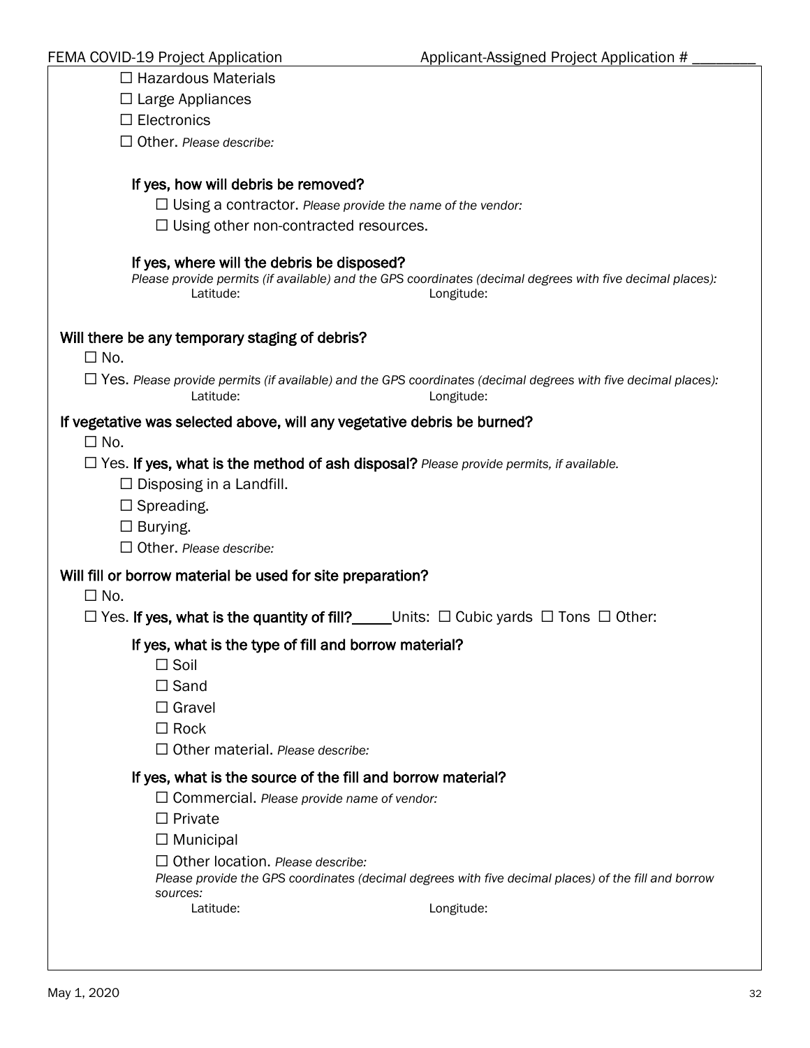☐ Hazardous Materials

☐ Large Appliances

☐ Electronics

☐ Other. *Please describe:*

**If yes, how will debris be removed?**

☐ Using a contractor. *Please provide the name of the vendor:*

☐ Using other non-contracted resources.

**If yes, where will the debris be disposed?**

*Please provide permits (if available) and the GPS coordinates (decimal degrees with five decimal places):*

Latitude: Longitude:

**Will there be any temporary staging of debris?**

☐ No.

☐ Yes. *Please provide permits (if available) and the GPS coordinates (decimal degrees with five decimal places):*

Latitude: Longitude:

**If vegetative was selected above, will any vegetative debris be burned?**

☐ No.

☐ Yes. **If yes, what is the method of ash disposal?** *Please provide permits, if available.*

☐ Disposing in a Landfill.

☐ Spreading.

☐ Burying.

☐ Other. *Please describe:*

**Will fill or borrow material be used for site preparation?**

☐ No.

☐ Yes. **If yes, what is the quantity of fill?**_____Units: ☐ Cubic yards ☐ Tons ☐ Other:

**If yes, what is the type of fill and borrow material?**

☐ Soil

☐ Sand

☐ Gravel

☐ Rock

☐ Other material. *Please describe:*

**If yes, what is the source of the fill and borrow material?**

☐ Commercial. *Please provide name of vendor:*

☐ Private

☐ Municipal

☐ Other location. *Please describe:*

*Please provide the GPS coordinates (decimal degrees with five decimal places) of the fill and borrow sources:*

Latitude: Longitude: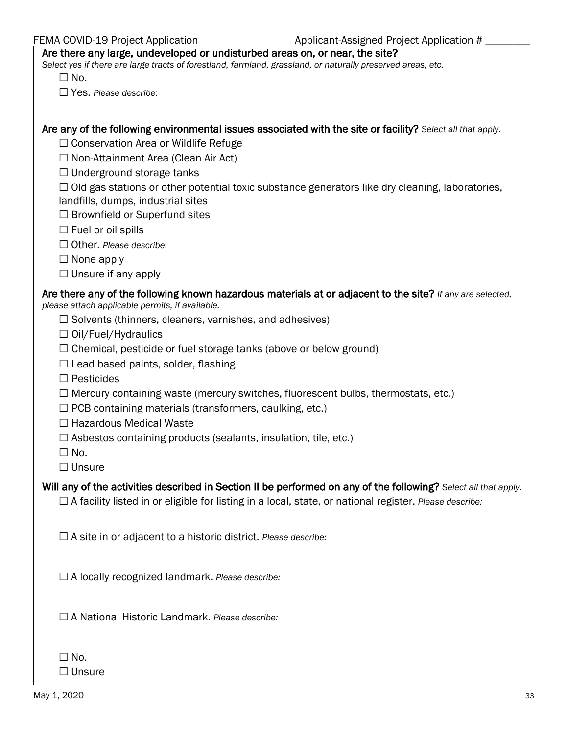**Are there any large, undeveloped or undisturbed areas on, or near, the site?**
*Select yes if there are large tracts of forestland, farmland, grassland, or naturally preserved areas, etc.*

☐ No.

☐ Yes. *Please describe*:

**Are any of the following environmental issues associated with the site or facility?** *Select all that apply.*

☐ Conservation Area or Wildlife Refuge

☐ Non-Attainment Area (Clean Air Act)

☐ Underground storage tanks

☐ Old gas stations or other potential toxic substance generators like dry cleaning, laboratories, landfills, dumps, industrial sites

☐ Brownfield or Superfund sites

☐ Fuel or oil spills

☐ Other. *Please describe*:

☐ None apply

☐ Unsure if any apply

**Are there any of the following known hazardous materials at or adjacent to the site?** *If any are selected, please attach applicable permits, if available.*

☐ Solvents (thinners, cleaners, varnishes, and adhesives)

☐ Oil/Fuel/Hydraulics

☐ Chemical, pesticide or fuel storage tanks (above or below ground)

☐ Lead based paints, solder, flashing

☐ Pesticides

☐ Mercury containing waste (mercury switches, fluorescent bulbs, thermostats, etc.)

☐ PCB containing materials (transformers, caulking, etc.)

☐ Hazardous Medical Waste

☐ Asbestos containing products (sealants, insulation, tile, etc.)

☐ No.

☐ Unsure

**Will any of the activities described in Section II be performed on any of the following?** *Select all that apply.*

☐ A facility listed in or eligible for listing in a local, state, or national register. *Please describe:*

☐ A site in or adjacent to a historic district. *Please describe:*

☐ A locally recognized landmark. *Please describe:*

☐ A National Historic Landmark. *Please describe:*

☐ No.

☐ Unsure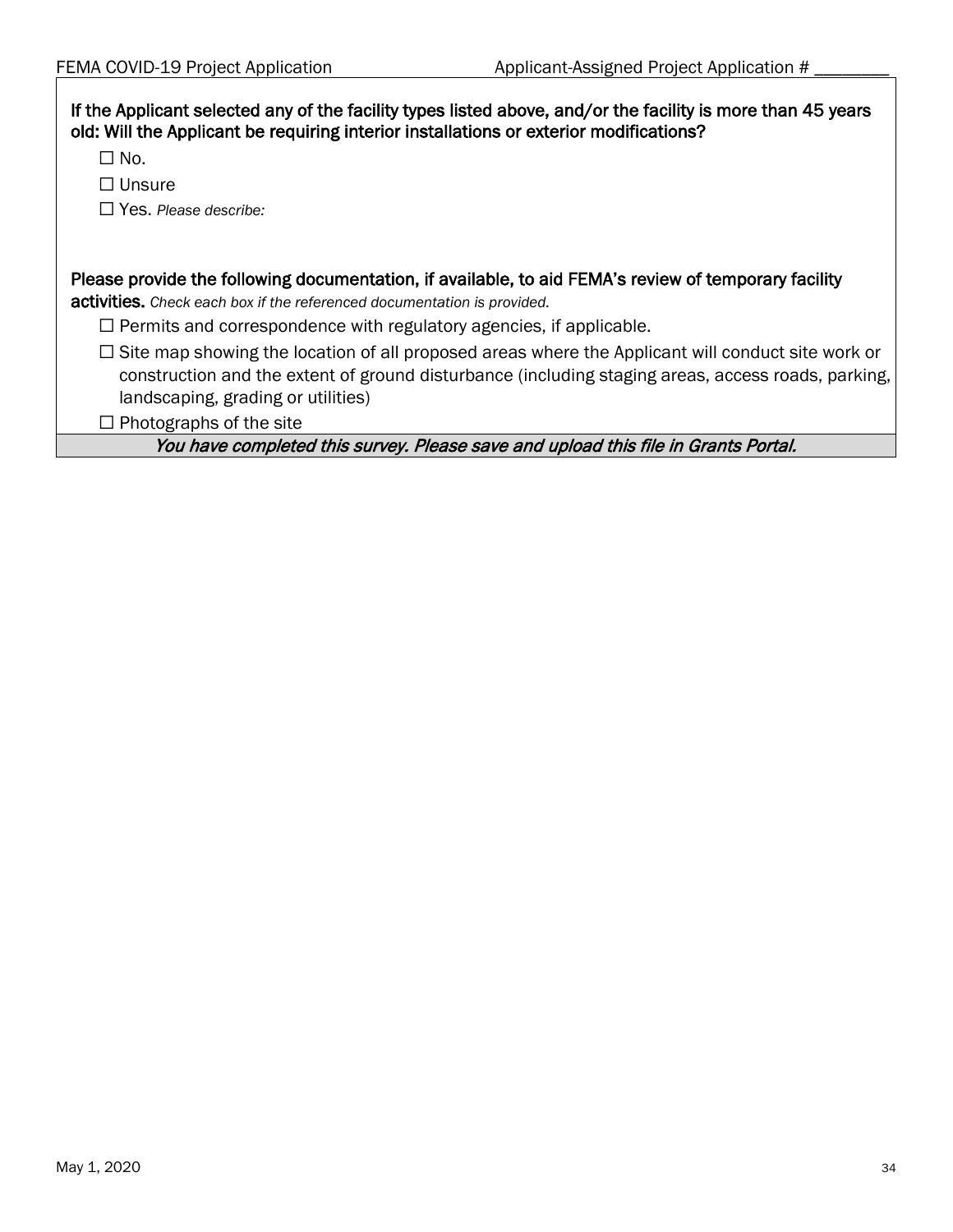**If the Applicant selected any of the facility types listed above, and/or the facility is more than 45 years old: Will the Applicant be requiring interior installations or exterior modifications?**

☐ No.

☐ Unsure

☐ Yes. *Please describe:*

**Please provide the following documentation, if available, to aid FEMA's review of temporary facility activities.** *Check each box if the referenced documentation is provided.*

☐ Permits and correspondence with regulatory agencies, if applicable.

☐ Site map showing the location of all proposed areas where the Applicant will conduct site work or construction and the extent of ground disturbance (including staging areas, access roads, parking, landscaping, grading or utilities)

☐ Photographs of the site

***You have completed this survey. Please save and upload this file in Grants Portal.***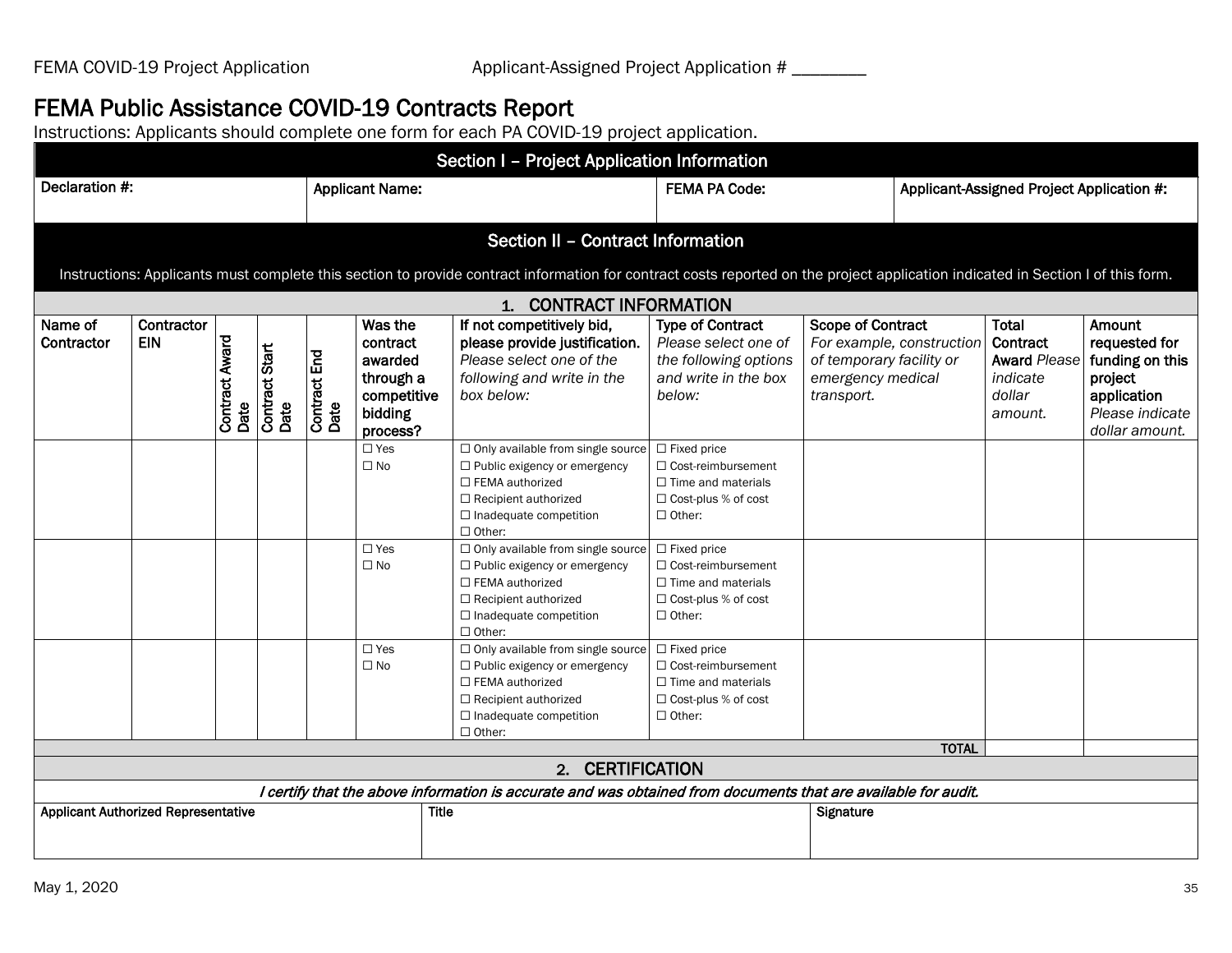FEMA COVID-19 Project Application Applicant-Assigned Project Application # ________

# FEMA Public Assistance COVID-19 Contracts Report

Instructions: Applicants should complete one form for each PA COVID-19 project application.

## Section I – Project Application Information

| Declaration #: | Applicant Name: | FEMA PA Code: | Applicant-Assigned Project Application #: |
|---|---|---|---|
| | | | |

## Section II – Contract Information

Instructions: Applicants must complete this section to provide contract information for contract costs reported on the project application indicated in Section I of this form.

### 1. CONTRACT INFORMATION

| Name of Contractor | Contractor EIN | Contract Award Date | Contract Start Date | Contract End Date | Was the contract awarded through a competitive bidding process? | If not competitively bid, please provide justification. *Please select one of the following and write in the box below:* | Type of Contract *Please select one of the following options and write in the box below:* | Scope of Contract *For example, construction of temporary facility or emergency medical transport.* | Total Contract Award *Please indicate dollar amount.* | Amount requested for funding on this project application *Please indicate dollar amount.* |
|---|---|---|---|---|---|---|---|---|---|---|
| | | | | | ☐ Yes<br>☐ No | ☐ Only available from single source<br>☐ Public exigency or emergency<br>☐ FEMA authorized<br>☐ Recipient authorized<br>☐ Inadequate competition<br>☐ Other: | ☐ Fixed price<br>☐ Cost-reimbursement<br>☐ Time and materials<br>☐ Cost-plus % of cost<br>☐ Other: | | | |
| | | | | | ☐ Yes<br>☐ No | ☐ Only available from single source<br>☐ Public exigency or emergency<br>☐ FEMA authorized<br>☐ Recipient authorized<br>☐ Inadequate competition<br>☐ Other: | ☐ Fixed price<br>☐ Cost-reimbursement<br>☐ Time and materials<br>☐ Cost-plus % of cost<br>☐ Other: | | | |
| | | | | | ☐ Yes<br>☐ No | ☐ Only available from single source<br>☐ Public exigency or emergency<br>☐ FEMA authorized<br>☐ Recipient authorized<br>☐ Inadequate competition<br>☐ Other: | ☐ Fixed price<br>☐ Cost-reimbursement<br>☐ Time and materials<br>☐ Cost-plus % of cost<br>☐ Other: | | | |
| | | | | | | | | **TOTAL** | | |

### 2. CERTIFICATION

***I certify that the above information is accurate and was obtained from documents that are available for audit.***

| Applicant Authorized Representative | Title | Signature |
|---|---|---|
| | | |

May 1, 2020